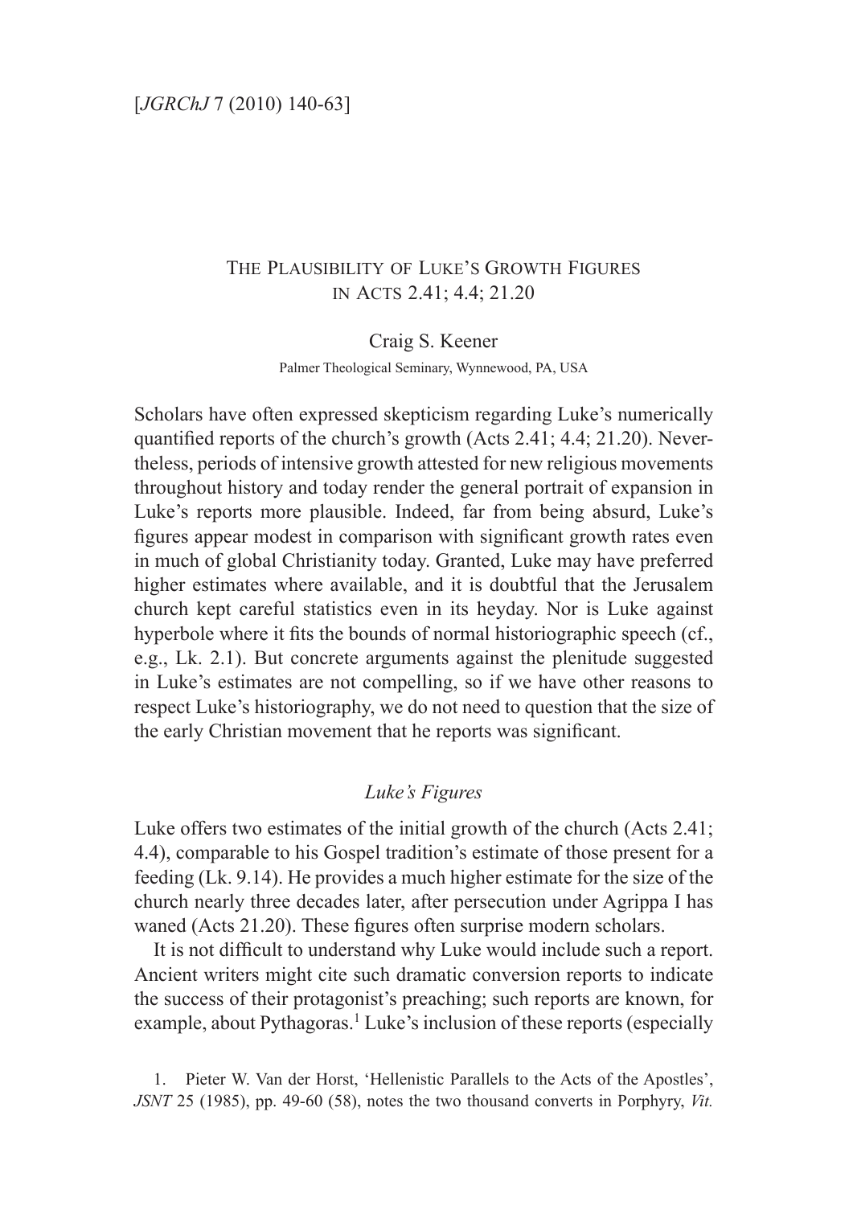# The Plausibility of Luke's Growth Figures in Acts 2.41; 4.4; 21.20

Craig S. Keener

Palmer Theological Seminary, Wynnewood, PA, USA

Scholars have often expressed skepticism regarding Luke's numerically quantified reports of the church's growth (Acts 2.41; 4.4; 21.20). Nevertheless, periods of intensive growth attested for new religious movements throughout history and today render the general portrait of expansion in Luke's reports more plausible. Indeed, far from being absurd, Luke's figures appear modest in comparison with significant growth rates even in much of global Christianity today. Granted, Luke may have preferred higher estimates where available, and it is doubtful that the Jerusalem church kept careful statistics even in its heyday. Nor is Luke against hyperbole where it fits the bounds of normal historiographic speech (cf., e.g., Lk. 2.1). But concrete arguments against the plenitude suggested in Luke's estimates are not compelling, so if we have other reasons to respect Luke's historiography, we do not need to question that the size of the early Christian movement that he reports was significant.

## *Luke's Figures*

Luke offers two estimates of the initial growth of the church (Acts 2.41; 4.4), comparable to his Gospel tradition's estimate of those present for a feeding (Lk. 9.14). He provides a much higher estimate for the size of the church nearly three decades later, after persecution under Agrippa I has waned (Acts 21.20). These figures often surprise modern scholars.

It is not difficult to understand why Luke would include such a report. Ancient writers might cite such dramatic conversion reports to indicate the success of their protagonist's preaching; such reports are known, for example, about Pythagoras.[1] Luke's inclusion of these reports (especially

1. Pieter W. Van der Horst, 'Hellenistic Parallels to the Acts of the Apostles', *JSNT* 25 (1985), pp. 49-60 (58), notes the two thousand converts in Porphyry, *Vit.*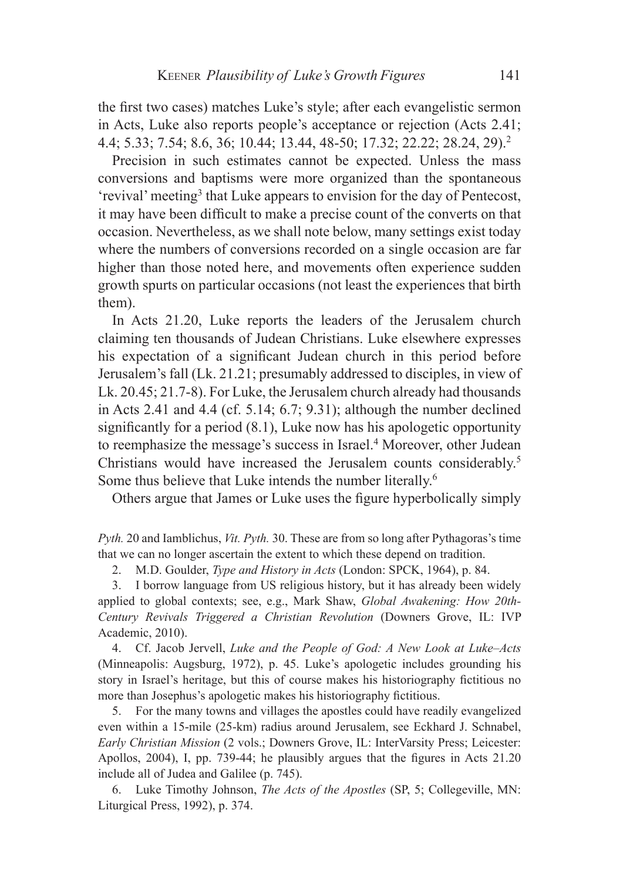the first two cases) matches Luke's style; after each evangelistic sermon in Acts, Luke also reports people's acceptance or rejection (Acts 2.41; 4.4; 5.33; 7.54; 8.6, 36; 10.44; 13.44, 48-50; 17.32; 22.22; 28.24, 29).[2]

Precision in such estimates cannot be expected. Unless the mass conversions and baptisms were more organized than the spontaneous 'revival' meeting[3] that Luke appears to envision for the day of Pentecost, it may have been difficult to make a precise count of the converts on that occasion. Nevertheless, as we shall note below, many settings exist today where the numbers of conversions recorded on a single occasion are far higher than those noted here, and movements often experience sudden growth spurts on particular occasions (not least the experiences that birth them).

In Acts 21.20, Luke reports the leaders of the Jerusalem church claiming ten thousands of Judean Christians. Luke elsewhere expresses his expectation of a significant Judean church in this period before Jerusalem's fall (Lk. 21.21; presumably addressed to disciples, in view of Lk. 20.45; 21.7-8). For Luke, the Jerusalem church already had thousands in Acts 2.41 and 4.4 (cf. 5.14; 6.7; 9.31); although the number declined significantly for a period (8.1), Luke now has his apologetic opportunity to reemphasize the message's success in Israel.[4] Moreover, other Judean Christians would have increased the Jerusalem counts considerably.[5] Some thus believe that Luke intends the number literally.[6]

Others argue that James or Luke uses the figure hyperbolically simply

---

*Pyth.* 20 and Iamblichus, *Vit. Pyth.* 30. These are from so long after Pythagoras's time that we can no longer ascertain the extent to which these depend on tradition.

2. M.D. Goulder, *Type and History in Acts* (London: SPCK, 1964), p. 84.

3. I borrow language from US religious history, but it has already been widely applied to global contexts; see, e.g., Mark Shaw, *Global Awakening: How 20th-Century Revivals Triggered a Christian Revolution* (Downers Grove, IL: IVP Academic, 2010).

4. Cf. Jacob Jervell, *Luke and the People of God: A New Look at Luke–Acts* (Minneapolis: Augsburg, 1972), p. 45. Luke's apologetic includes grounding his story in Israel's heritage, but this of course makes his historiography fictitious no more than Josephus's apologetic makes his historiography fictitious.

5. For the many towns and villages the apostles could have readily evangelized even within a 15-mile (25-km) radius around Jerusalem, see Eckhard J. Schnabel, *Early Christian Mission* (2 vols.; Downers Grove, IL: InterVarsity Press; Leicester: Apollos, 2004), I, pp. 739-44; he plausibly argues that the figures in Acts 21.20 include all of Judea and Galilee (p. 745).

6. Luke Timothy Johnson, *The Acts of the Apostles* (SP, 5; Collegeville, MN: Liturgical Press, 1992), p. 374.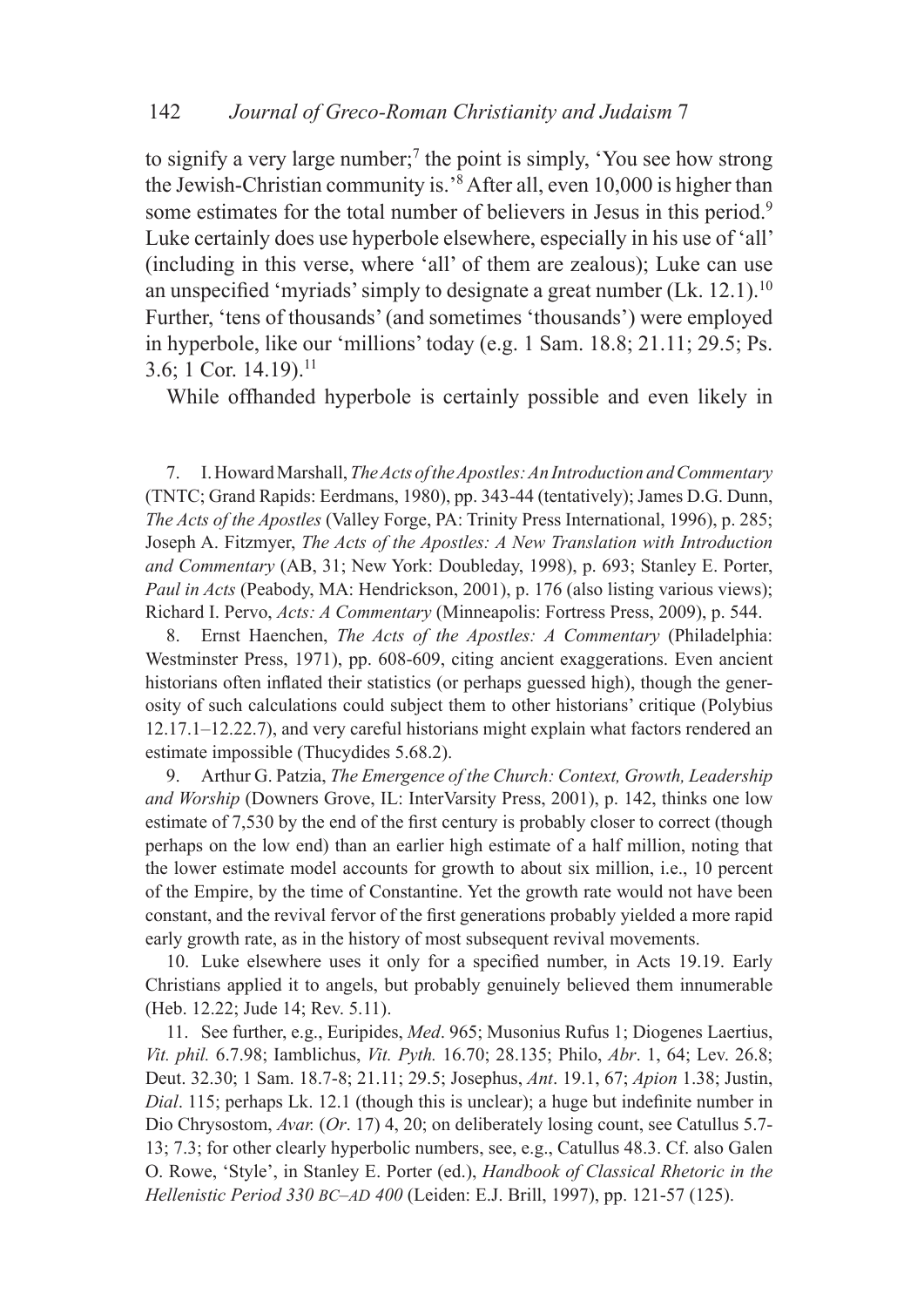to signify a very large number;[7] the point is simply, 'You see how strong the Jewish-Christian community is.'[8] After all, even 10,000 is higher than some estimates for the total number of believers in Jesus in this period.[9] Luke certainly does use hyperbole elsewhere, especially in his use of 'all' (including in this verse, where 'all' of them are zealous); Luke can use an unspecified 'myriads' simply to designate a great number (Lk. 12.1).[10] Further, 'tens of thousands' (and sometimes 'thousands') were employed in hyperbole, like our 'millions' today (e.g. 1 Sam. 18.8; 21.11; 29.5; Ps. 3.6; 1 Cor. 14.19).[11]

While offhanded hyperbole is certainly possible and even likely in

7. I. Howard Marshall, *The Acts of the Apostles: An Introduction and Commentary* (TNTC; Grand Rapids: Eerdmans, 1980), pp. 343-44 (tentatively); James D.G. Dunn, *The Acts of the Apostles* (Valley Forge, PA: Trinity Press International, 1996), p. 285; Joseph A. Fitzmyer, *The Acts of the Apostles: A New Translation with Introduction and Commentary* (AB, 31; New York: Doubleday, 1998), p. 693; Stanley E. Porter, *Paul in Acts* (Peabody, MA: Hendrickson, 2001), p. 176 (also listing various views); Richard I. Pervo, *Acts: A Commentary* (Minneapolis: Fortress Press, 2009), p. 544.

8. Ernst Haenchen, *The Acts of the Apostles: A Commentary* (Philadelphia: Westminster Press, 1971), pp. 608-609, citing ancient exaggerations. Even ancient historians often inflated their statistics (or perhaps guessed high), though the generosity of such calculations could subject them to other historians' critique (Polybius 12.17.1–12.22.7), and very careful historians might explain what factors rendered an estimate impossible (Thucydides 5.68.2).

9. Arthur G. Patzia, *The Emergence of the Church: Context, Growth, Leadership and Worship* (Downers Grove, IL: InterVarsity Press, 2001), p. 142, thinks one low estimate of 7,530 by the end of the first century is probably closer to correct (though perhaps on the low end) than an earlier high estimate of a half million, noting that the lower estimate model accounts for growth to about six million, i.e., 10 percent of the Empire, by the time of Constantine. Yet the growth rate would not have been constant, and the revival fervor of the first generations probably yielded a more rapid early growth rate, as in the history of most subsequent revival movements.

10. Luke elsewhere uses it only for a specified number, in Acts 19.19. Early Christians applied it to angels, but probably genuinely believed them innumerable (Heb. 12.22; Jude 14; Rev. 5.11).

11. See further, e.g., Euripides, *Med*. 965; Musonius Rufus 1; Diogenes Laertius, *Vit. phil.* 6.7.98; Iamblichus, *Vit. Pyth.* 16.70; 28.135; Philo, *Abr*. 1, 64; Lev. 26.8; Deut. 32.30; 1 Sam. 18.7-8; 21.11; 29.5; Josephus, *Ant*. 19.1, 67; *Apion* 1.38; Justin, *Dial*. 115; perhaps Lk. 12.1 (though this is unclear); a huge but indefinite number in Dio Chrysostom, *Avar.* (*Or*. 17) 4, 20; on deliberately losing count, see Catullus 5.7-13; 7.3; for other clearly hyperbolic numbers, see, e.g., Catullus 48.3. Cf. also Galen O. Rowe, 'Style', in Stanley E. Porter (ed.), *Handbook of Classical Rhetoric in the Hellenistic Period 330 BC–AD 400* (Leiden: E.J. Brill, 1997), pp. 121-57 (125).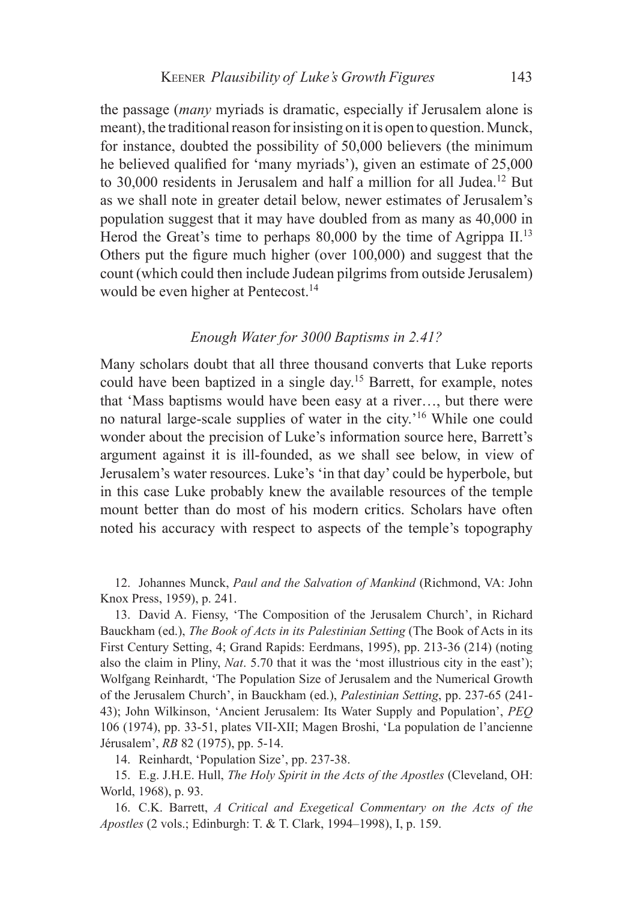the passage (*many* myriads is dramatic, especially if Jerusalem alone is meant), the traditional reason for insisting on it is open to question. Munck, for instance, doubted the possibility of 50,000 believers (the minimum he believed qualified for 'many myriads'), given an estimate of 25,000 to 30,000 residents in Jerusalem and half a million for all Judea.[12] But as we shall note in greater detail below, newer estimates of Jerusalem's population suggest that it may have doubled from as many as 40,000 in Herod the Great's time to perhaps 80,000 by the time of Agrippa II.[13] Others put the figure much higher (over 100,000) and suggest that the count (which could then include Judean pilgrims from outside Jerusalem) would be even higher at Pentecost.[14]

### *Enough Water for 3000 Baptisms in 2.41?*

Many scholars doubt that all three thousand converts that Luke reports could have been baptized in a single day.[15] Barrett, for example, notes that 'Mass baptisms would have been easy at a river…, but there were no natural large-scale supplies of water in the city.'[16] While one could wonder about the precision of Luke's information source here, Barrett's argument against it is ill-founded, as we shall see below, in view of Jerusalem's water resources. Luke's 'in that day' could be hyperbole, but in this case Luke probably knew the available resources of the temple mount better than do most of his modern critics. Scholars have often noted his accuracy with respect to aspects of the temple's topography

12. Johannes Munck, *Paul and the Salvation of Mankind* (Richmond, VA: John Knox Press, 1959), p. 241.

13. David A. Fiensy, 'The Composition of the Jerusalem Church', in Richard Bauckham (ed.), *The Book of Acts in its Palestinian Setting* (The Book of Acts in its First Century Setting, 4; Grand Rapids: Eerdmans, 1995), pp. 213-36 (214) (noting also the claim in Pliny, *Nat*. 5.70 that it was the 'most illustrious city in the east'); Wolfgang Reinhardt, 'The Population Size of Jerusalem and the Numerical Growth of the Jerusalem Church', in Bauckham (ed.), *Palestinian Setting*, pp. 237-65 (241-43); John Wilkinson, 'Ancient Jerusalem: Its Water Supply and Population', *PEQ* 106 (1974), pp. 33-51, plates VII-XII; Magen Broshi, 'La population de l'ancienne Jérusalem', *RB* 82 (1975), pp. 5-14.

14. Reinhardt, 'Population Size', pp. 237-38.

15. E.g. J.H.E. Hull, *The Holy Spirit in the Acts of the Apostles* (Cleveland, OH: World, 1968), p. 93.

16. C.K. Barrett, *A Critical and Exegetical Commentary on the Acts of the Apostles* (2 vols.; Edinburgh: T. & T. Clark, 1994–1998), I, p. 159.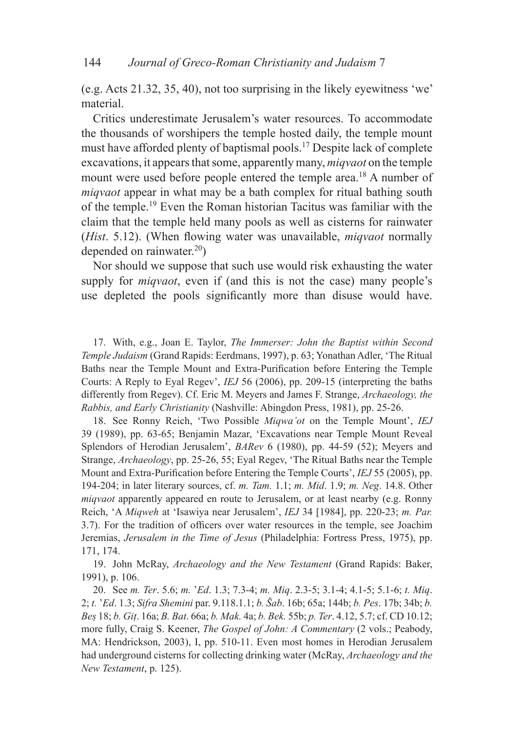(e.g. Acts 21.32, 35, 40), not too surprising in the likely eyewitness 'we' material.

Critics underestimate Jerusalem's water resources. To accommodate the thousands of worshipers the temple hosted daily, the temple mount must have afforded plenty of baptismal pools.[17] Despite lack of complete excavations, it appears that some, apparently many, *miqvaot* on the temple mount were used before people entered the temple area.[18] A number of *miqvaot* appear in what may be a bath complex for ritual bathing south of the temple.[19] Even the Roman historian Tacitus was familiar with the claim that the temple held many pools as well as cisterns for rainwater (*Hist*. 5.12). (When flowing water was unavailable, *miqvaot* normally depended on rainwater.[20])

Nor should we suppose that such use would risk exhausting the water supply for *miqvaot*, even if (and this is not the case) many people's use depleted the pools significantly more than disuse would have.

17. With, e.g., Joan E. Taylor, *The Immerser: John the Baptist within Second Temple Judaism* (Grand Rapids: Eerdmans, 1997), p. 63; Yonathan Adler, 'The Ritual Baths near the Temple Mount and Extra-Purification before Entering the Temple Courts: A Reply to Eyal Regev', *IEJ* 56 (2006), pp. 209-15 (interpreting the baths differently from Regev). Cf. Eric M. Meyers and James F. Strange, *Archaeology, the Rabbis, and Early Christianity* (Nashville: Abingdon Press, 1981), pp. 25-26.

18. See Ronny Reich, 'Two Possible *Miqwa'ot* on the Temple Mount', *IEJ* 39 (1989), pp. 63-65; Benjamin Mazar, 'Excavations near Temple Mount Reveal Splendors of Herodian Jerusalem', *BARev* 6 (1980), pp. 44-59 (52); Meyers and Strange, *Archaeology*, pp. 25-26, 55; Eyal Regev, 'The Ritual Baths near the Temple Mount and Extra-Purification before Entering the Temple Courts', *IEJ* 55 (2005), pp. 194-204; in later literary sources, cf. *m. Tam.* 1.1; *m. Mid*. 1.9; *m. Neg*. 14.8. Other *miqvaot* apparently appeared en route to Jerusalem, or at least nearby (e.g. Ronny Reich, 'A *Miqweh* at 'Isawiya near Jerusalem', *IEJ* 34 [1984], pp. 220-23; *m. Par.* 3.7). For the tradition of officers over water resources in the temple, see Joachim Jeremias, *Jerusalem in the Time of Jesus* (Philadelphia: Fortress Press, 1975), pp. 171, 174.

19. John McRay, *Archaeology and the New Testament* (Grand Rapids: Baker, 1991), p. 106.

20. See *m. Ter*. 5.6; *m.* '*Ed*. 1.3; 7.3-4; *m. Miq*. 2.3-5; 3.1-4; 4.1-5; 5.1-6; *t. Miq*. 2; *t.* '*Ed*. 1.3; *Sifra Shemini* par. 9.118.1.1; *b. Šab*. 16b; 65a; 144b; *b. Pes*. 17b; 34b; *b. Beṣ* 18; *b. Giṭ*. 16a; *B. Bat*. 66a; *b. Mak.* 4a; *b. Bek.* 55b; *p. Ter*. 4.12, 5.7; cf. CD 10.12; more fully, Craig S. Keener, *The Gospel of John: A Commentary* (2 vols.; Peabody, MA: Hendrickson, 2003), I, pp. 510-11. Even most homes in Herodian Jerusalem had underground cisterns for collecting drinking water (McRay, *Archaeology and the New Testament*, p. 125).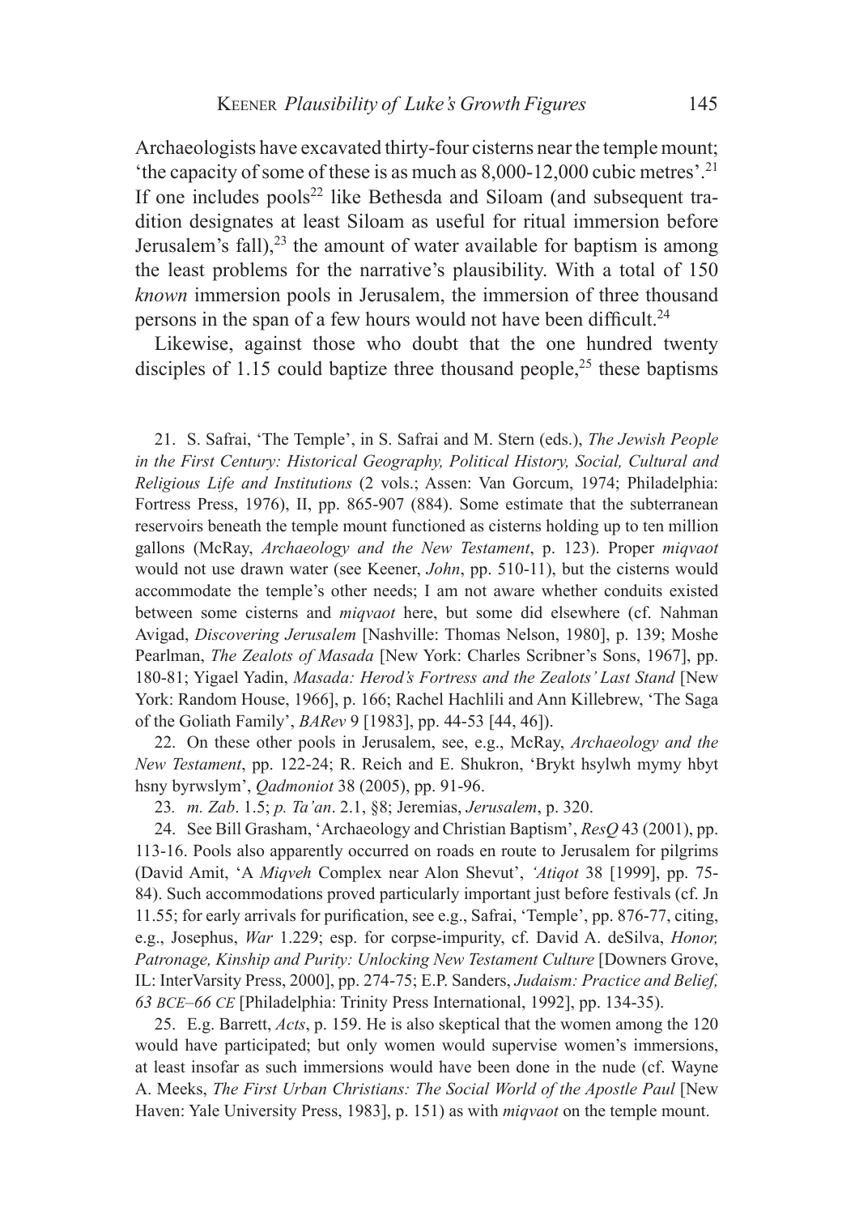Archaeologists have excavated thirty-four cisterns near the temple mount; 'the capacity of some of these is as much as 8,000-12,000 cubic metres'.[21] If one includes pools[22] like Bethesda and Siloam (and subsequent tradition designates at least Siloam as useful for ritual immersion before Jerusalem's fall),[23] the amount of water available for baptism is among the least problems for the narrative's plausibility. With a total of 150 *known* immersion pools in Jerusalem, the immersion of three thousand persons in the span of a few hours would not have been difficult.[24]

Likewise, against those who doubt that the one hundred twenty disciples of 1.15 could baptize three thousand people,[25] these baptisms

21. S. Safrai, 'The Temple', in S. Safrai and M. Stern (eds.), *The Jewish People in the First Century: Historical Geography, Political History, Social, Cultural and Religious Life and Institutions* (2 vols.; Assen: Van Gorcum, 1974; Philadelphia: Fortress Press, 1976), II, pp. 865-907 (884). Some estimate that the subterranean reservoirs beneath the temple mount functioned as cisterns holding up to ten million gallons (McRay, *Archaeology and the New Testament*, p. 123). Proper *miqvaot* would not use drawn water (see Keener, *John*, pp. 510-11), but the cisterns would accommodate the temple's other needs; I am not aware whether conduits existed between some cisterns and *miqvaot* here, but some did elsewhere (cf. Nahman Avigad, *Discovering Jerusalem* [Nashville: Thomas Nelson, 1980], p. 139; Moshe Pearlman, *The Zealots of Masada* [New York: Charles Scribner's Sons, 1967], pp. 180-81; Yigael Yadin, *Masada: Herod's Fortress and the Zealots' Last Stand* [New York: Random House, 1966], p. 166; Rachel Hachlili and Ann Killebrew, 'The Saga of the Goliath Family', *BARev* 9 [1983], pp. 44-53 [44, 46]).

22. On these other pools in Jerusalem, see, e.g., McRay, *Archaeology and the New Testament*, pp. 122-24; R. Reich and E. Shukron, 'Brykt hsylwh mymy hbyt hsny byrwslym', *Qadmoniot* 38 (2005), pp. 91-96.

23. *m. Zab*. 1.5; *p. Ta'an*. 2.1, §8; Jeremias, *Jerusalem*, p. 320.

24. See Bill Grasham, 'Archaeology and Christian Baptism', *ResQ* 43 (2001), pp. 113-16. Pools also apparently occurred on roads en route to Jerusalem for pilgrims (David Amit, 'A *Miqveh* Complex near Alon Shevut', *'Atiqot* 38 [1999], pp. 75-84). Such accommodations proved particularly important just before festivals (cf. Jn 11.55; for early arrivals for purification, see e.g., Safrai, 'Temple', pp. 876-77, citing, e.g., Josephus, *War* 1.229; esp. for corpse-impurity, cf. David A. deSilva, *Honor, Patronage, Kinship and Purity: Unlocking New Testament Culture* [Downers Grove, IL: InterVarsity Press, 2000], pp. 274-75; E.P. Sanders, *Judaism: Practice and Belief, 63 BCE–66 CE* [Philadelphia: Trinity Press International, 1992], pp. 134-35).

25. E.g. Barrett, *Acts*, p. 159. He is also skeptical that the women among the 120 would have participated; but only women would supervise women's immersions, at least insofar as such immersions would have been done in the nude (cf. Wayne A. Meeks, *The First Urban Christians: The Social World of the Apostle Paul* [New Haven: Yale University Press, 1983], p. 151) as with *miqvaot* on the temple mount.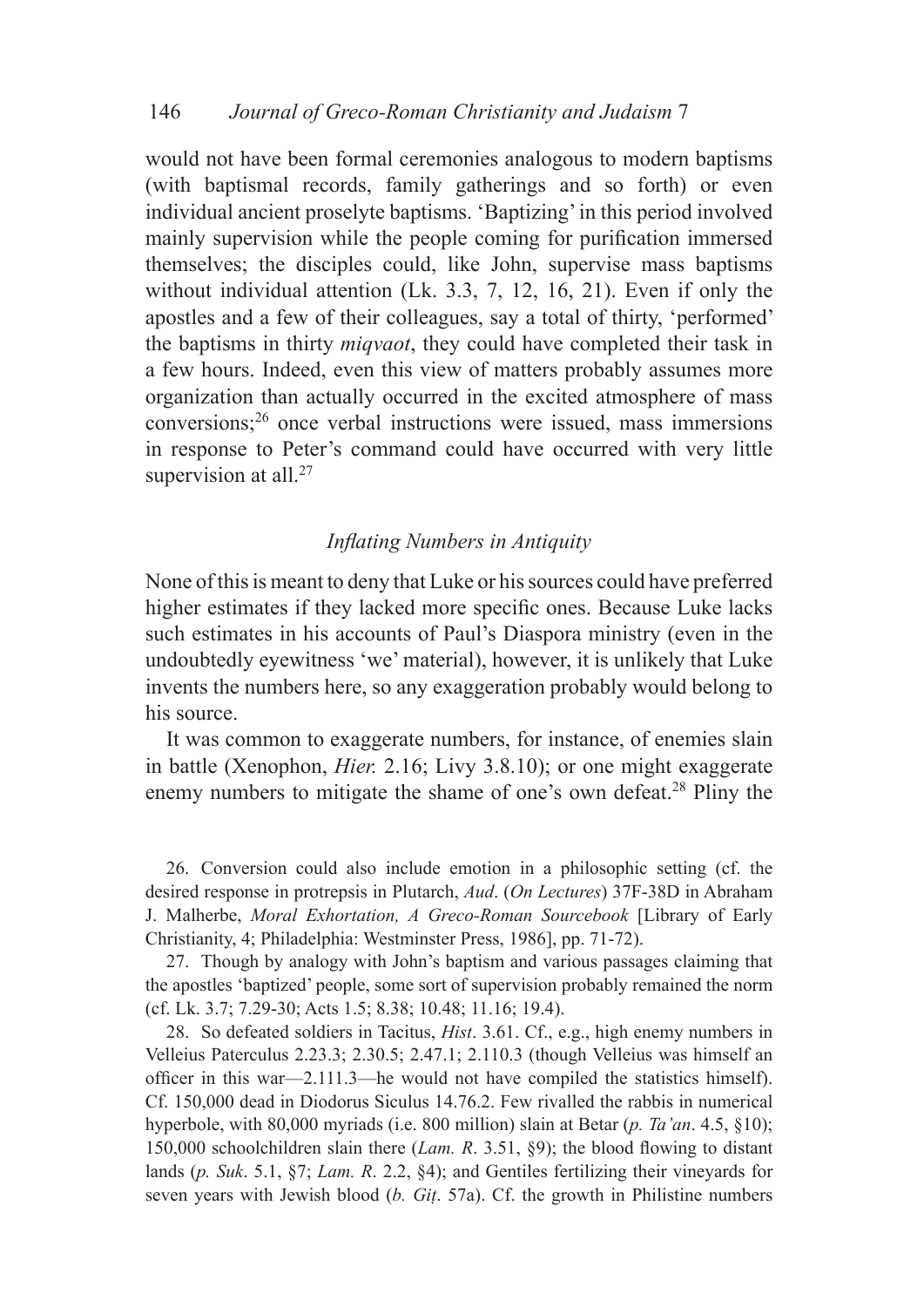would not have been formal ceremonies analogous to modern baptisms (with baptismal records, family gatherings and so forth) or even individual ancient proselyte baptisms. 'Baptizing' in this period involved mainly supervision while the people coming for purification immersed themselves; the disciples could, like John, supervise mass baptisms without individual attention (Lk. 3.3, 7, 12, 16, 21). Even if only the apostles and a few of their colleagues, say a total of thirty, 'performed' the baptisms in thirty *miqvaot*, they could have completed their task in a few hours. Indeed, even this view of matters probably assumes more organization than actually occurred in the excited atmosphere of mass conversions;[26] once verbal instructions were issued, mass immersions in response to Peter's command could have occurred with very little supervision at all.[27]

### *Inflating Numbers in Antiquity*

None of this is meant to deny that Luke or his sources could have preferred higher estimates if they lacked more specific ones. Because Luke lacks such estimates in his accounts of Paul's Diaspora ministry (even in the undoubtedly eyewitness 'we' material), however, it is unlikely that Luke invents the numbers here, so any exaggeration probably would belong to his source.

It was common to exaggerate numbers, for instance, of enemies slain in battle (Xenophon, *Hier.* 2.16; Livy 3.8.10); or one might exaggerate enemy numbers to mitigate the shame of one's own defeat.[28] Pliny the

26. Conversion could also include emotion in a philosophic setting (cf. the desired response in protrepsis in Plutarch, *Aud*. (*On Lectures*) 37F-38D in Abraham J. Malherbe, *Moral Exhortation, A Greco-Roman Sourcebook* [Library of Early Christianity, 4; Philadelphia: Westminster Press, 1986], pp. 71-72).

27. Though by analogy with John's baptism and various passages claiming that the apostles 'baptized' people, some sort of supervision probably remained the norm (cf. Lk. 3.7; 7.29-30; Acts 1.5; 8.38; 10.48; 11.16; 19.4).

28. So defeated soldiers in Tacitus, *Hist*. 3.61. Cf., e.g., high enemy numbers in Velleius Paterculus 2.23.3; 2.30.5; 2.47.1; 2.110.3 (though Velleius was himself an officer in this war—2.111.3—he would not have compiled the statistics himself). Cf. 150,000 dead in Diodorus Siculus 14.76.2. Few rivalled the rabbis in numerical hyperbole, with 80,000 myriads (i.e. 800 million) slain at Betar (*p. Ta'an*. 4.5, §10); 150,000 schoolchildren slain there (*Lam. R*. 3.51, §9); the blood flowing to distant lands (*p. Suk*. 5.1, §7; *Lam. R*. 2.2, §4); and Gentiles fertilizing their vineyards for seven years with Jewish blood (*b. Giṭ*. 57a). Cf. the growth in Philistine numbers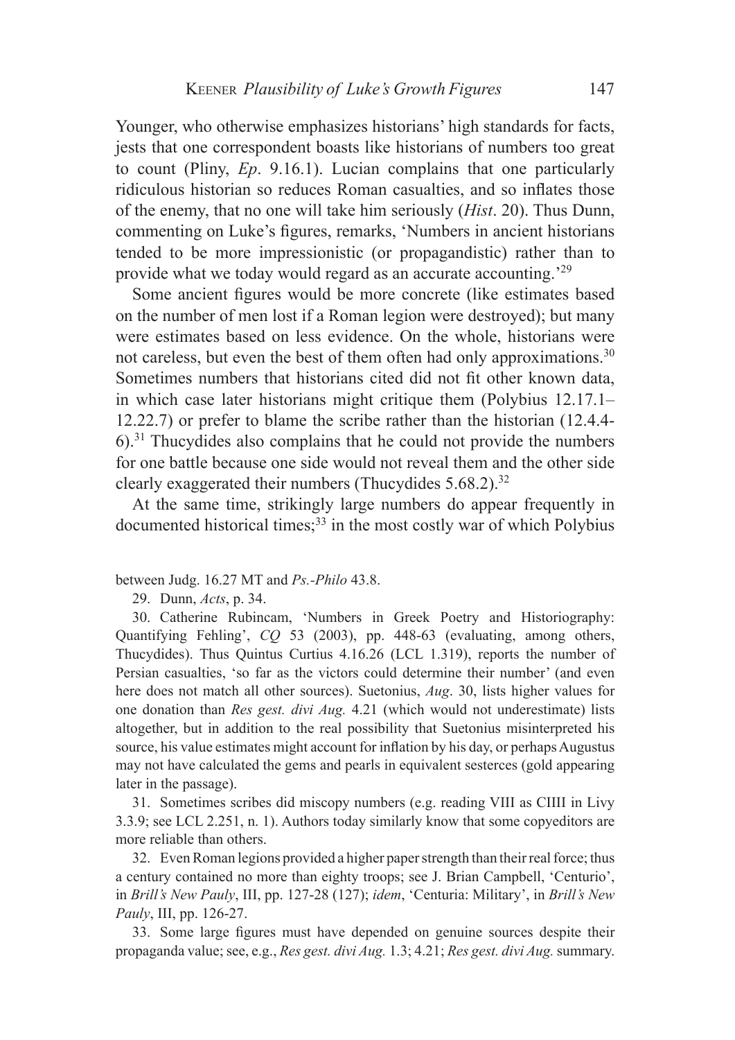Younger, who otherwise emphasizes historians' high standards for facts, jests that one correspondent boasts like historians of numbers too great to count (Pliny, *Ep*. 9.16.1). Lucian complains that one particularly ridiculous historian so reduces Roman casualties, and so inflates those of the enemy, that no one will take him seriously (*Hist*. 20). Thus Dunn, commenting on Luke's figures, remarks, 'Numbers in ancient historians tended to be more impressionistic (or propagandistic) rather than to provide what we today would regard as an accurate accounting.'[29]

Some ancient figures would be more concrete (like estimates based on the number of men lost if a Roman legion were destroyed); but many were estimates based on less evidence. On the whole, historians were not careless, but even the best of them often had only approximations.[30] Sometimes numbers that historians cited did not fit other known data, in which case later historians might critique them (Polybius 12.17.1–12.22.7) or prefer to blame the scribe rather than the historian (12.4.4-6).[31] Thucydides also complains that he could not provide the numbers for one battle because one side would not reveal them and the other side clearly exaggerated their numbers (Thucydides 5.68.2).[32]

At the same time, strikingly large numbers do appear frequently in documented historical times;[33] in the most costly war of which Polybius

between Judg. 16.27 MT and *Ps.-Philo* 43.8.

29. Dunn, *Acts*, p. 34.

30. Catherine Rubincam, 'Numbers in Greek Poetry and Historiography: Quantifying Fehling', *CQ* 53 (2003), pp. 448-63 (evaluating, among others, Thucydides). Thus Quintus Curtius 4.16.26 (LCL 1.319), reports the number of Persian casualties, 'so far as the victors could determine their number' (and even here does not match all other sources). Suetonius, *Aug*. 30, lists higher values for one donation than *Res gest. divi Aug.* 4.21 (which would not underestimate) lists altogether, but in addition to the real possibility that Suetonius misinterpreted his source, his value estimates might account for inflation by his day, or perhaps Augustus may not have calculated the gems and pearls in equivalent sesterces (gold appearing later in the passage).

31. Sometimes scribes did miscopy numbers (e.g. reading VIII as CIIII in Livy 3.3.9; see LCL 2.251, n. 1). Authors today similarly know that some copyeditors are more reliable than others.

32. Even Roman legions provided a higher paper strength than their real force; thus a century contained no more than eighty troops; see J. Brian Campbell, 'Centurio', in *Brill's New Pauly*, III, pp. 127-28 (127); *idem*, 'Centuria: Military', in *Brill's New Pauly*, III, pp. 126-27.

33. Some large figures must have depended on genuine sources despite their propaganda value; see, e.g., *Res gest. divi Aug.* 1.3; 4.21; *Res gest. divi Aug.* summary.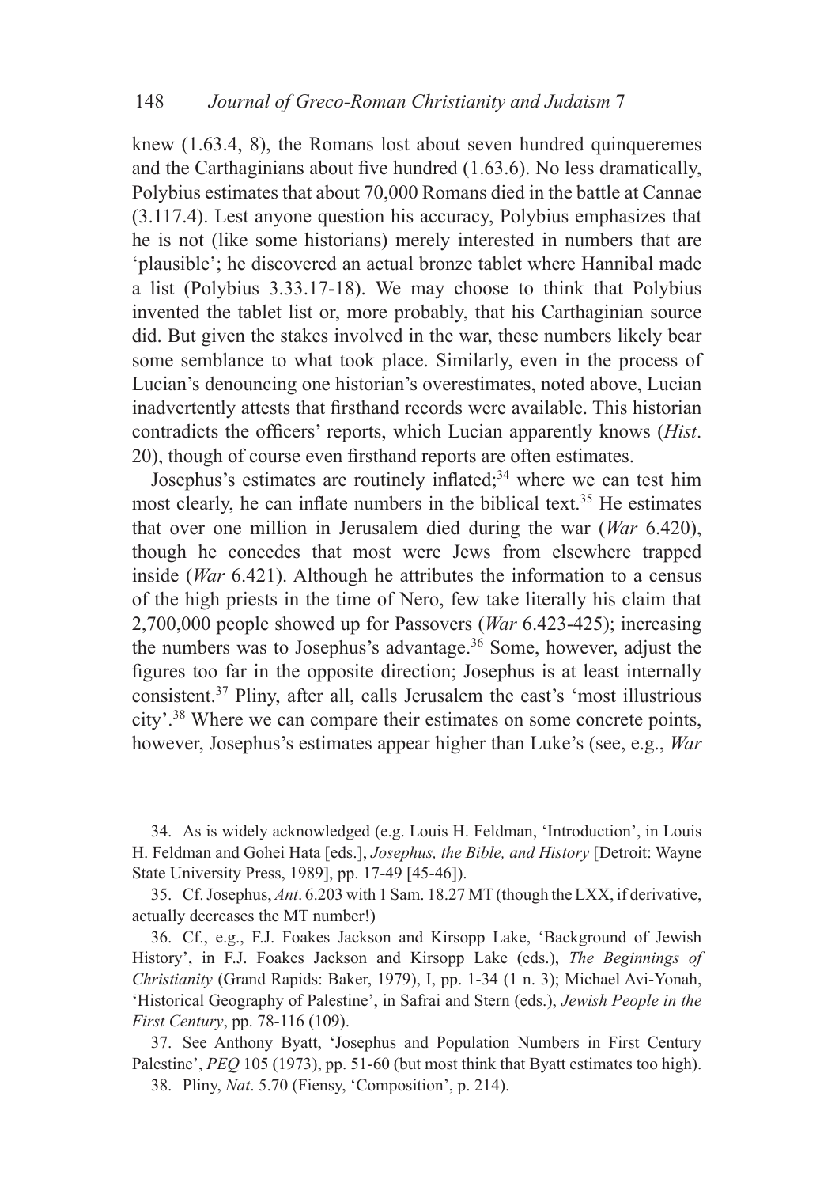knew (1.63.4, 8), the Romans lost about seven hundred quinqueremes and the Carthaginians about five hundred (1.63.6). No less dramatically, Polybius estimates that about 70,000 Romans died in the battle at Cannae (3.117.4). Lest anyone question his accuracy, Polybius emphasizes that he is not (like some historians) merely interested in numbers that are 'plausible'; he discovered an actual bronze tablet where Hannibal made a list (Polybius 3.33.17-18). We may choose to think that Polybius invented the tablet list or, more probably, that his Carthaginian source did. But given the stakes involved in the war, these numbers likely bear some semblance to what took place. Similarly, even in the process of Lucian's denouncing one historian's overestimates, noted above, Lucian inadvertently attests that firsthand records were available. This historian contradicts the officers' reports, which Lucian apparently knows (*Hist*. 20), though of course even firsthand reports are often estimates.

Josephus's estimates are routinely inflated;[34] where we can test him most clearly, he can inflate numbers in the biblical text.[35] He estimates that over one million in Jerusalem died during the war (*War* 6.420), though he concedes that most were Jews from elsewhere trapped inside (*War* 6.421). Although he attributes the information to a census of the high priests in the time of Nero, few take literally his claim that 2,700,000 people showed up for Passovers (*War* 6.423-425); increasing the numbers was to Josephus's advantage.[36] Some, however, adjust the figures too far in the opposite direction; Josephus is at least internally consistent.[37] Pliny, after all, calls Jerusalem the east's 'most illustrious city'.[38] Where we can compare their estimates on some concrete points, however, Josephus's estimates appear higher than Luke's (see, e.g., *War*

34. As is widely acknowledged (e.g. Louis H. Feldman, 'Introduction', in Louis H. Feldman and Gohei Hata [eds.], *Josephus, the Bible, and History* [Detroit: Wayne State University Press, 1989], pp. 17-49 [45-46]).

35. Cf. Josephus, *Ant*. 6.203 with 1 Sam. 18.27 MT (though the LXX, if derivative, actually decreases the MT number!)

36. Cf., e.g., F.J. Foakes Jackson and Kirsopp Lake, 'Background of Jewish History', in F.J. Foakes Jackson and Kirsopp Lake (eds.), *The Beginnings of Christianity* (Grand Rapids: Baker, 1979), I, pp. 1-34 (1 n. 3); Michael Avi-Yonah, 'Historical Geography of Palestine', in Safrai and Stern (eds.), *Jewish People in the First Century*, pp. 78-116 (109).

37. See Anthony Byatt, 'Josephus and Population Numbers in First Century Palestine', *PEQ* 105 (1973), pp. 51-60 (but most think that Byatt estimates too high).

38. Pliny, *Nat*. 5.70 (Fiensy, 'Composition', p. 214).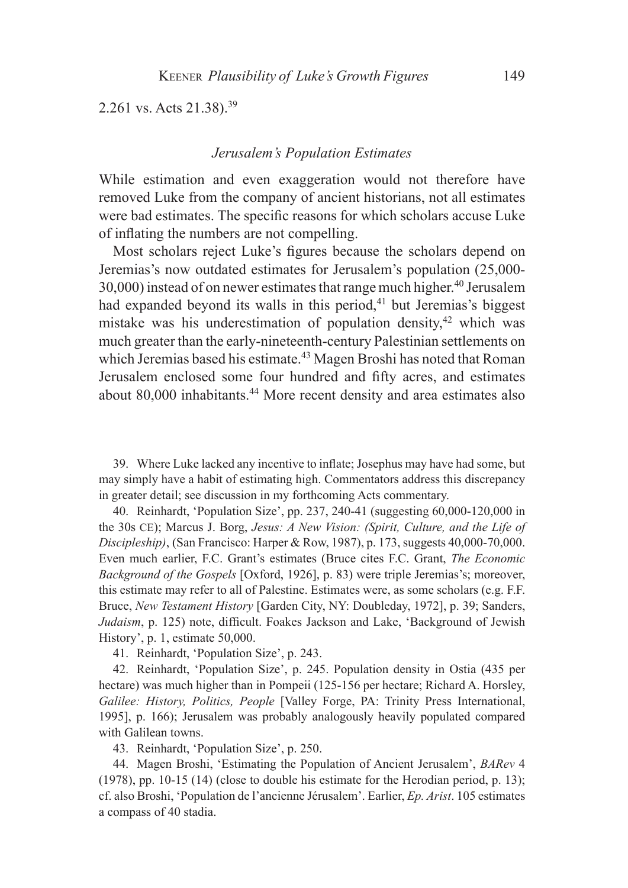2.261 vs. Acts 21.38).[39]

### *Jerusalem's Population Estimates*

While estimation and even exaggeration would not therefore have removed Luke from the company of ancient historians, not all estimates were bad estimates. The specific reasons for which scholars accuse Luke of inflating the numbers are not compelling.

Most scholars reject Luke's figures because the scholars depend on Jeremias's now outdated estimates for Jerusalem's population (25,000-30,000) instead of on newer estimates that range much higher.[40] Jerusalem had expanded beyond its walls in this period,[41] but Jeremias's biggest mistake was his underestimation of population density,[42] which was much greater than the early-nineteenth-century Palestinian settlements on which Jeremias based his estimate.[43] Magen Broshi has noted that Roman Jerusalem enclosed some four hundred and fifty acres, and estimates about 80,000 inhabitants.[44] More recent density and area estimates also

39. Where Luke lacked any incentive to inflate; Josephus may have had some, but may simply have a habit of estimating high. Commentators address this discrepancy in greater detail; see discussion in my forthcoming Acts commentary.

40. Reinhardt, 'Population Size', pp. 237, 240-41 (suggesting 60,000-120,000 in the 30s CE); Marcus J. Borg, *Jesus: A New Vision: (Spirit, Culture, and the Life of Discipleship)*, (San Francisco: Harper & Row, 1987), p. 173, suggests 40,000-70,000. Even much earlier, F.C. Grant's estimates (Bruce cites F.C. Grant, *The Economic Background of the Gospels* [Oxford, 1926], p. 83) were triple Jeremias's; moreover, this estimate may refer to all of Palestine. Estimates were, as some scholars (e.g. F.F. Bruce, *New Testament History* [Garden City, NY: Doubleday, 1972], p. 39; Sanders, *Judaism*, p. 125) note, difficult. Foakes Jackson and Lake, 'Background of Jewish History', p. 1, estimate 50,000.

41. Reinhardt, 'Population Size', p. 243.

42. Reinhardt, 'Population Size', p. 245. Population density in Ostia (435 per hectare) was much higher than in Pompeii (125-156 per hectare; Richard A. Horsley, *Galilee: History, Politics, People* [Valley Forge, PA: Trinity Press International, 1995], p. 166); Jerusalem was probably analogously heavily populated compared with Galilean towns.

43. Reinhardt, 'Population Size', p. 250.

44. Magen Broshi, 'Estimating the Population of Ancient Jerusalem', *BARev* 4 (1978), pp. 10-15 (14) (close to double his estimate for the Herodian period, p. 13); cf. also Broshi, 'Population de l'ancienne Jérusalem'. Earlier, *Ep. Arist*. 105 estimates a compass of 40 stadia.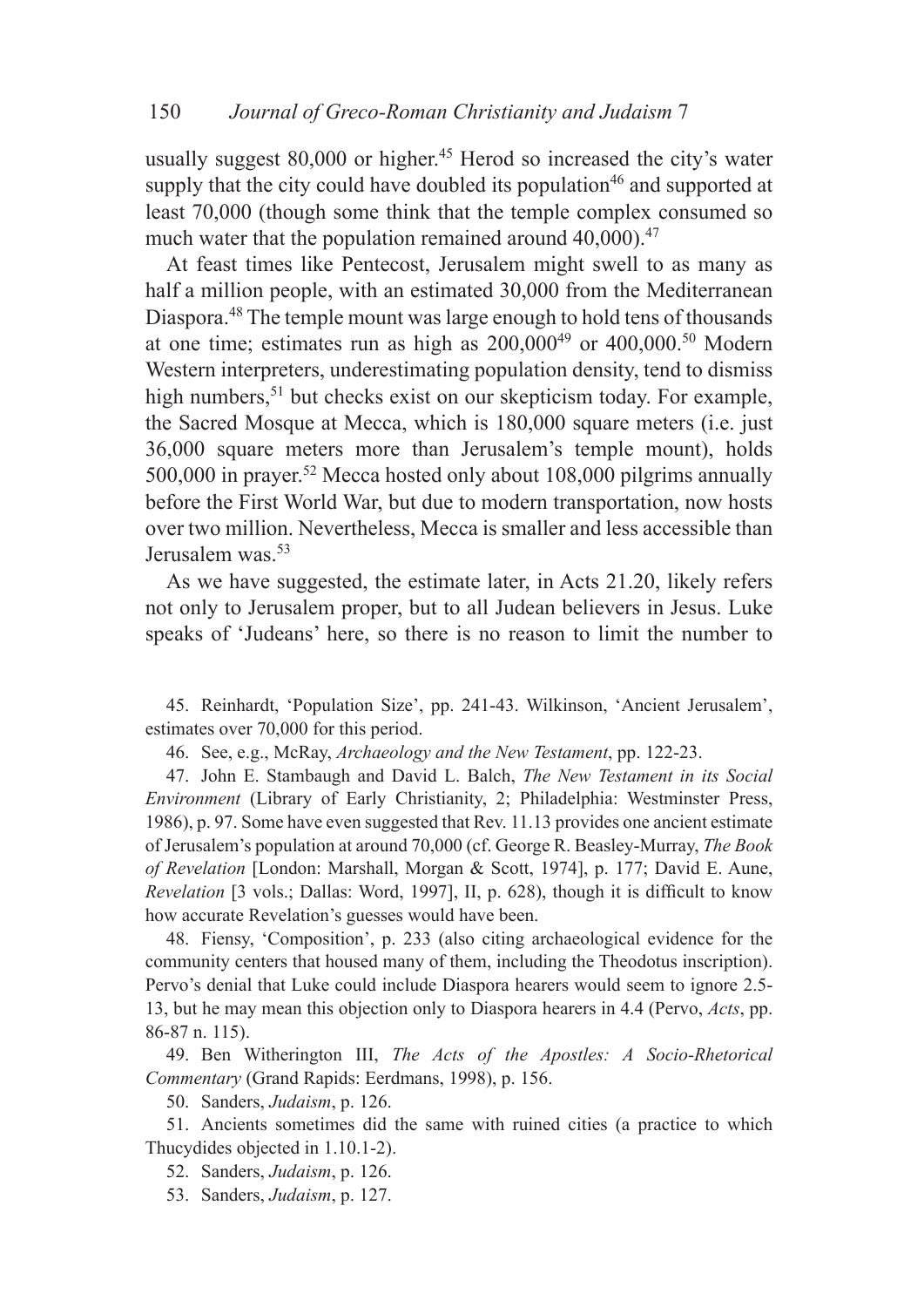usually suggest 80,000 or higher.[45] Herod so increased the city's water supply that the city could have doubled its population[46] and supported at least 70,000 (though some think that the temple complex consumed so much water that the population remained around 40,000).[47]

At feast times like Pentecost, Jerusalem might swell to as many as half a million people, with an estimated 30,000 from the Mediterranean Diaspora.[48] The temple mount was large enough to hold tens of thousands at one time; estimates run as high as 200,000[49] or 400,000.[50] Modern Western interpreters, underestimating population density, tend to dismiss high numbers,[51] but checks exist on our skepticism today. For example, the Sacred Mosque at Mecca, which is 180,000 square meters (i.e. just 36,000 square meters more than Jerusalem's temple mount), holds 500,000 in prayer.[52] Mecca hosted only about 108,000 pilgrims annually before the First World War, but due to modern transportation, now hosts over two million. Nevertheless, Mecca is smaller and less accessible than Jerusalem was.[53]

As we have suggested, the estimate later, in Acts 21.20, likely refers not only to Jerusalem proper, but to all Judean believers in Jesus. Luke speaks of 'Judeans' here, so there is no reason to limit the number to

45. Reinhardt, 'Population Size', pp. 241-43. Wilkinson, 'Ancient Jerusalem', estimates over 70,000 for this period.

46. See, e.g., McRay, *Archaeology and the New Testament*, pp. 122-23.

47. John E. Stambaugh and David L. Balch, *The New Testament in its Social Environment* (Library of Early Christianity, 2; Philadelphia: Westminster Press, 1986), p. 97. Some have even suggested that Rev. 11.13 provides one ancient estimate of Jerusalem's population at around 70,000 (cf. George R. Beasley-Murray, *The Book of Revelation* [London: Marshall, Morgan & Scott, 1974], p. 177; David E. Aune, *Revelation* [3 vols.; Dallas: Word, 1997], II, p. 628), though it is difficult to know how accurate Revelation's guesses would have been.

48. Fiensy, 'Composition', p. 233 (also citing archaeological evidence for the community centers that housed many of them, including the Theodotus inscription). Pervo's denial that Luke could include Diaspora hearers would seem to ignore 2.5-13, but he may mean this objection only to Diaspora hearers in 4.4 (Pervo, *Acts*, pp. 86-87 n. 115).

49. Ben Witherington III, *The Acts of the Apostles: A Socio-Rhetorical Commentary* (Grand Rapids: Eerdmans, 1998), p. 156.

50. Sanders, *Judaism*, p. 126.

51. Ancients sometimes did the same with ruined cities (a practice to which Thucydides objected in 1.10.1-2).

52. Sanders, *Judaism*, p. 126.

53. Sanders, *Judaism*, p. 127.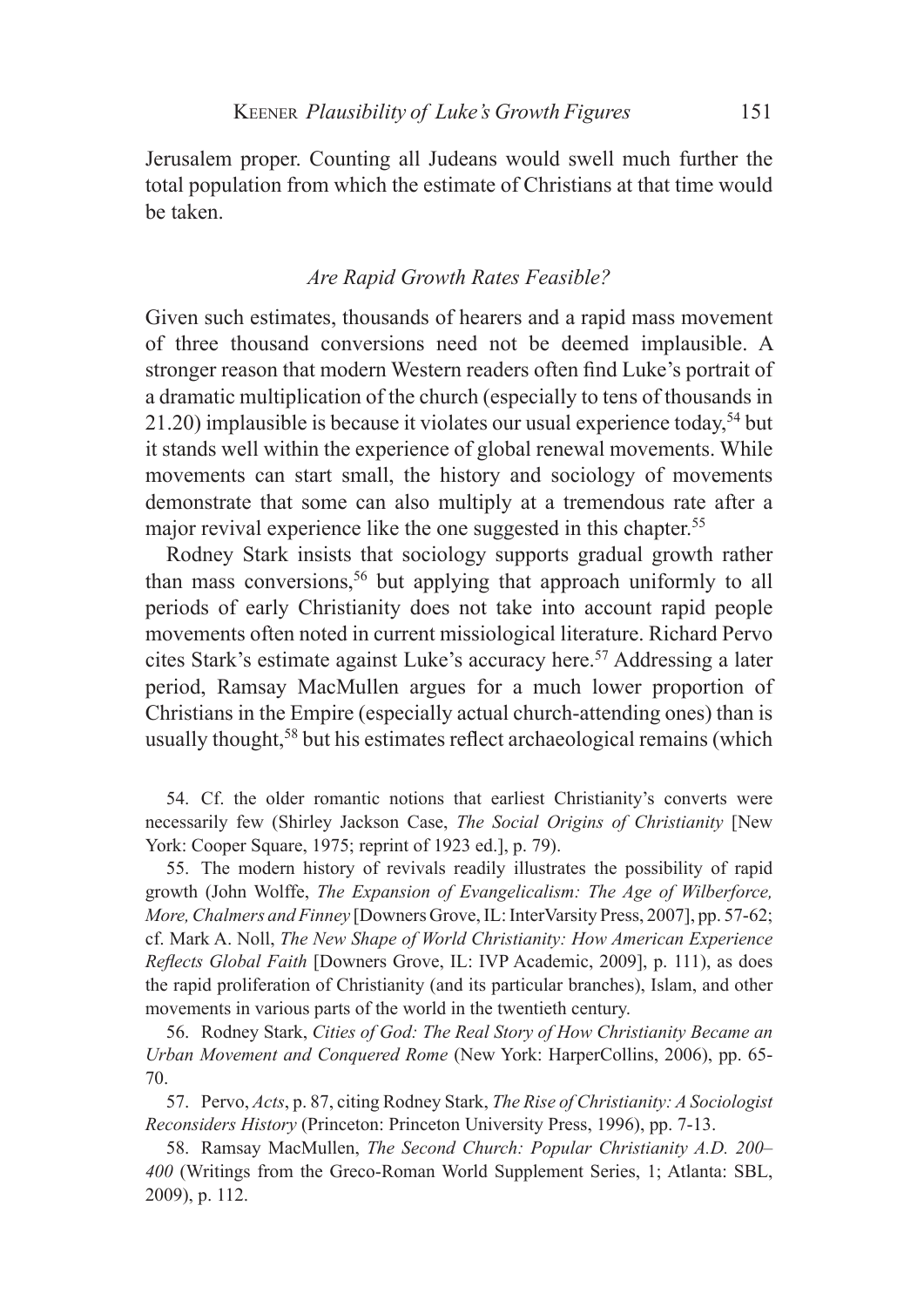Jerusalem proper. Counting all Judeans would swell much further the total population from which the estimate of Christians at that time would be taken.

### *Are Rapid Growth Rates Feasible?*

Given such estimates, thousands of hearers and a rapid mass movement of three thousand conversions need not be deemed implausible. A stronger reason that modern Western readers often find Luke's portrait of a dramatic multiplication of the church (especially to tens of thousands in 21.20) implausible is because it violates our usual experience today,[54] but it stands well within the experience of global renewal movements. While movements can start small, the history and sociology of movements demonstrate that some can also multiply at a tremendous rate after a major revival experience like the one suggested in this chapter.[55]

Rodney Stark insists that sociology supports gradual growth rather than mass conversions,[56] but applying that approach uniformly to all periods of early Christianity does not take into account rapid people movements often noted in current missiological literature. Richard Pervo cites Stark's estimate against Luke's accuracy here.[57] Addressing a later period, Ramsay MacMullen argues for a much lower proportion of Christians in the Empire (especially actual church-attending ones) than is usually thought,[58] but his estimates reflect archaeological remains (which

54. Cf. the older romantic notions that earliest Christianity's converts were necessarily few (Shirley Jackson Case, *The Social Origins of Christianity* [New York: Cooper Square, 1975; reprint of 1923 ed.], p. 79).

55. The modern history of revivals readily illustrates the possibility of rapid growth (John Wolffe, *The Expansion of Evangelicalism: The Age of Wilberforce, More, Chalmers and Finney* [Downers Grove, IL: InterVarsity Press, 2007], pp. 57-62; cf. Mark A. Noll, *The New Shape of World Christianity: How American Experience Reflects Global Faith* [Downers Grove, IL: IVP Academic, 2009], p. 111), as does the rapid proliferation of Christianity (and its particular branches), Islam, and other movements in various parts of the world in the twentieth century.

56. Rodney Stark, *Cities of God: The Real Story of How Christianity Became an Urban Movement and Conquered Rome* (New York: HarperCollins, 2006), pp. 65-70.

57. Pervo, *Acts*, p. 87, citing Rodney Stark, *The Rise of Christianity: A Sociologist Reconsiders History* (Princeton: Princeton University Press, 1996), pp. 7-13.

58. Ramsay MacMullen, *The Second Church: Popular Christianity A.D. 200–400* (Writings from the Greco-Roman World Supplement Series, 1; Atlanta: SBL, 2009), p. 112.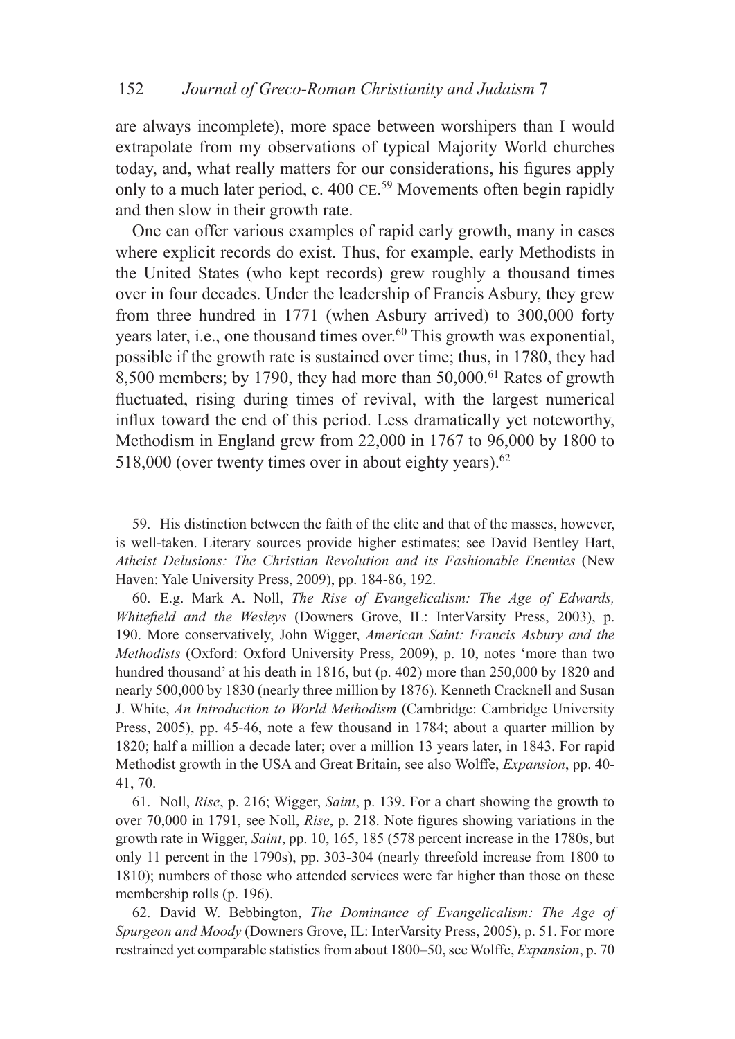are always incomplete), more space between worshipers than I would extrapolate from my observations of typical Majority World churches today, and, what really matters for our considerations, his figures apply only to a much later period, c. 400 CE.[59] Movements often begin rapidly and then slow in their growth rate.

One can offer various examples of rapid early growth, many in cases where explicit records do exist. Thus, for example, early Methodists in the United States (who kept records) grew roughly a thousand times over in four decades. Under the leadership of Francis Asbury, they grew from three hundred in 1771 (when Asbury arrived) to 300,000 forty years later, i.e., one thousand times over.[60] This growth was exponential, possible if the growth rate is sustained over time; thus, in 1780, they had 8,500 members; by 1790, they had more than 50,000.[61] Rates of growth fluctuated, rising during times of revival, with the largest numerical influx toward the end of this period. Less dramatically yet noteworthy, Methodism in England grew from 22,000 in 1767 to 96,000 by 1800 to 518,000 (over twenty times over in about eighty years).[62]

59. His distinction between the faith of the elite and that of the masses, however, is well-taken. Literary sources provide higher estimates; see David Bentley Hart, *Atheist Delusions: The Christian Revolution and its Fashionable Enemies* (New Haven: Yale University Press, 2009), pp. 184-86, 192.

60. E.g. Mark A. Noll, *The Rise of Evangelicalism: The Age of Edwards, Whitefield and the Wesleys* (Downers Grove, IL: InterVarsity Press, 2003), p. 190. More conservatively, John Wigger, *American Saint: Francis Asbury and the Methodists* (Oxford: Oxford University Press, 2009), p. 10, notes 'more than two hundred thousand' at his death in 1816, but (p. 402) more than 250,000 by 1820 and nearly 500,000 by 1830 (nearly three million by 1876). Kenneth Cracknell and Susan J. White, *An Introduction to World Methodism* (Cambridge: Cambridge University Press, 2005), pp. 45-46, note a few thousand in 1784; about a quarter million by 1820; half a million a decade later; over a million 13 years later, in 1843. For rapid Methodist growth in the USA and Great Britain, see also Wolffe, *Expansion*, pp. 40-41, 70.

61. Noll, *Rise*, p. 216; Wigger, *Saint*, p. 139. For a chart showing the growth to over 70,000 in 1791, see Noll, *Rise*, p. 218. Note figures showing variations in the growth rate in Wigger, *Saint*, pp. 10, 165, 185 (578 percent increase in the 1780s, but only 11 percent in the 1790s), pp. 303-304 (nearly threefold increase from 1800 to 1810); numbers of those who attended services were far higher than those on these membership rolls (p. 196).

62. David W. Bebbington, *The Dominance of Evangelicalism: The Age of Spurgeon and Moody* (Downers Grove, IL: InterVarsity Press, 2005), p. 51. For more restrained yet comparable statistics from about 1800–50, see Wolffe, *Expansion*, p. 70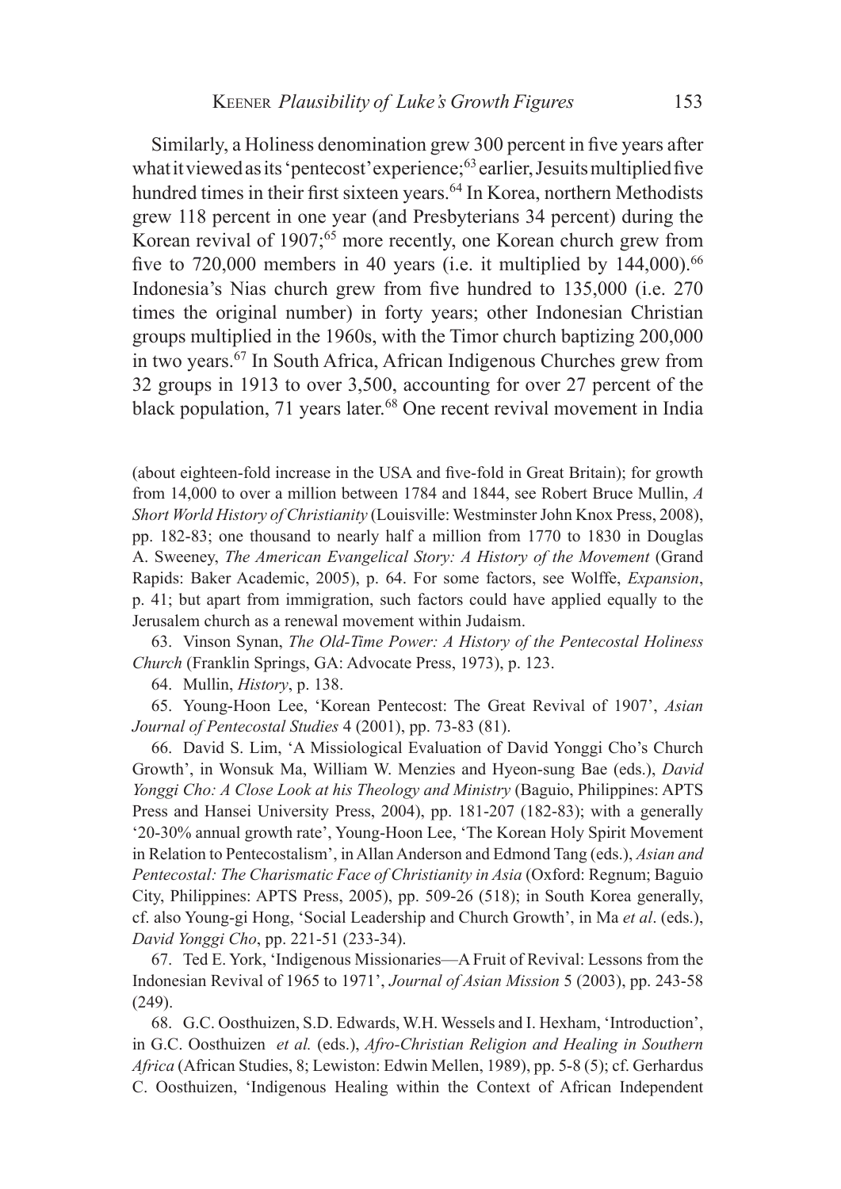Similarly, a Holiness denomination grew 300 percent in five years after what it viewed as its 'pentecost' experience;[63] earlier, Jesuits multiplied five hundred times in their first sixteen years.[64] In Korea, northern Methodists grew 118 percent in one year (and Presbyterians 34 percent) during the Korean revival of 1907;[65] more recently, one Korean church grew from five to 720,000 members in 40 years (i.e. it multiplied by 144,000).[66] Indonesia's Nias church grew from five hundred to 135,000 (i.e. 270 times the original number) in forty years; other Indonesian Christian groups multiplied in the 1960s, with the Timor church baptizing 200,000 in two years.[67] In South Africa, African Indigenous Churches grew from 32 groups in 1913 to over 3,500, accounting for over 27 percent of the black population, 71 years later.[68] One recent revival movement in India

(about eighteen-fold increase in the USA and five-fold in Great Britain); for growth from 14,000 to over a million between 1784 and 1844, see Robert Bruce Mullin, *A Short World History of Christianity* (Louisville: Westminster John Knox Press, 2008), pp. 182-83; one thousand to nearly half a million from 1770 to 1830 in Douglas A. Sweeney, *The American Evangelical Story: A History of the Movement* (Grand Rapids: Baker Academic, 2005), p. 64. For some factors, see Wolffe, *Expansion*, p. 41; but apart from immigration, such factors could have applied equally to the Jerusalem church as a renewal movement within Judaism.

63. Vinson Synan, *The Old-Time Power: A History of the Pentecostal Holiness Church* (Franklin Springs, GA: Advocate Press, 1973), p. 123.

64. Mullin, *History*, p. 138.

65. Young-Hoon Lee, 'Korean Pentecost: The Great Revival of 1907', *Asian Journal of Pentecostal Studies* 4 (2001), pp. 73-83 (81).

66. David S. Lim, 'A Missiological Evaluation of David Yonggi Cho's Church Growth', in Wonsuk Ma, William W. Menzies and Hyeon-sung Bae (eds.), *David Yonggi Cho: A Close Look at his Theology and Ministry* (Baguio, Philippines: APTS Press and Hansei University Press, 2004), pp. 181-207 (182-83); with a generally '20-30% annual growth rate', Young-Hoon Lee, 'The Korean Holy Spirit Movement in Relation to Pentecostalism', in Allan Anderson and Edmond Tang (eds.), *Asian and Pentecostal: The Charismatic Face of Christianity in Asia* (Oxford: Regnum; Baguio City, Philippines: APTS Press, 2005), pp. 509-26 (518); in South Korea generally, cf. also Young-gi Hong, 'Social Leadership and Church Growth', in Ma *et al*. (eds.), *David Yonggi Cho*, pp. 221-51 (233-34).

67. Ted E. York, 'Indigenous Missionaries—A Fruit of Revival: Lessons from the Indonesian Revival of 1965 to 1971', *Journal of Asian Mission* 5 (2003), pp. 243-58 (249).

68. G.C. Oosthuizen, S.D. Edwards, W.H. Wessels and I. Hexham, 'Introduction', in G.C. Oosthuizen *et al.* (eds.), *Afro-Christian Religion and Healing in Southern Africa* (African Studies, 8; Lewiston: Edwin Mellen, 1989), pp. 5-8 (5); cf. Gerhardus C. Oosthuizen, 'Indigenous Healing within the Context of African Independent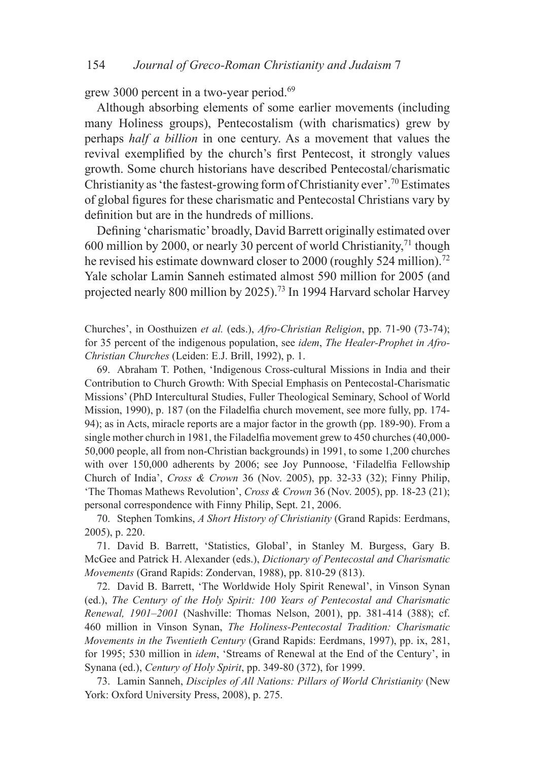grew 3000 percent in a two-year period.[69]

Although absorbing elements of some earlier movements (including many Holiness groups), Pentecostalism (with charismatics) grew by perhaps *half a billion* in one century. As a movement that values the revival exemplified by the church's first Pentecost, it strongly values growth. Some church historians have described Pentecostal/charismatic Christianity as 'the fastest-growing form of Christianity ever'.[70] Estimates of global figures for these charismatic and Pentecostal Christians vary by definition but are in the hundreds of millions.

Defining 'charismatic' broadly, David Barrett originally estimated over 600 million by 2000, or nearly 30 percent of world Christianity,[71] though he revised his estimate downward closer to 2000 (roughly 524 million).[72] Yale scholar Lamin Sanneh estimated almost 590 million for 2005 (and projected nearly 800 million by 2025).[73] In 1994 Harvard scholar Harvey

Churches', in Oosthuizen *et al.* (eds.), *Afro-Christian Religion*, pp. 71-90 (73-74); for 35 percent of the indigenous population, see *idem*, *The Healer-Prophet in Afro-Christian Churches* (Leiden: E.J. Brill, 1992), p. 1.

69. Abraham T. Pothen, 'Indigenous Cross-cultural Missions in India and their Contribution to Church Growth: With Special Emphasis on Pentecostal-Charismatic Missions' (PhD Intercultural Studies, Fuller Theological Seminary, School of World Mission, 1990), p. 187 (on the Filadelfia church movement, see more fully, pp. 174-94); as in Acts, miracle reports are a major factor in the growth (pp. 189-90). From a single mother church in 1981, the Filadelfia movement grew to 450 churches (40,000-50,000 people, all from non-Christian backgrounds) in 1991, to some 1,200 churches with over 150,000 adherents by 2006; see Joy Punnoose, 'Filadelfia Fellowship Church of India', *Cross & Crown* 36 (Nov. 2005), pp. 32-33 (32); Finny Philip, 'The Thomas Mathews Revolution', *Cross & Crown* 36 (Nov. 2005), pp. 18-23 (21); personal correspondence with Finny Philip, Sept. 21, 2006.

70. Stephen Tomkins, *A Short History of Christianity* (Grand Rapids: Eerdmans, 2005), p. 220.

71. David B. Barrett, 'Statistics, Global', in Stanley M. Burgess, Gary B. McGee and Patrick H. Alexander (eds.), *Dictionary of Pentecostal and Charismatic Movements* (Grand Rapids: Zondervan, 1988), pp. 810-29 (813).

72. David B. Barrett, 'The Worldwide Holy Spirit Renewal', in Vinson Synan (ed.), *The Century of the Holy Spirit: 100 Years of Pentecostal and Charismatic Renewal, 1901–2001* (Nashville: Thomas Nelson, 2001), pp. 381-414 (388); cf. 460 million in Vinson Synan, *The Holiness-Pentecostal Tradition: Charismatic Movements in the Twentieth Century* (Grand Rapids: Eerdmans, 1997), pp. ix, 281, for 1995; 530 million in *idem*, 'Streams of Renewal at the End of the Century', in Synana (ed.), *Century of Holy Spirit*, pp. 349-80 (372), for 1999.

73. Lamin Sanneh, *Disciples of All Nations: Pillars of World Christianity* (New York: Oxford University Press, 2008), p. 275.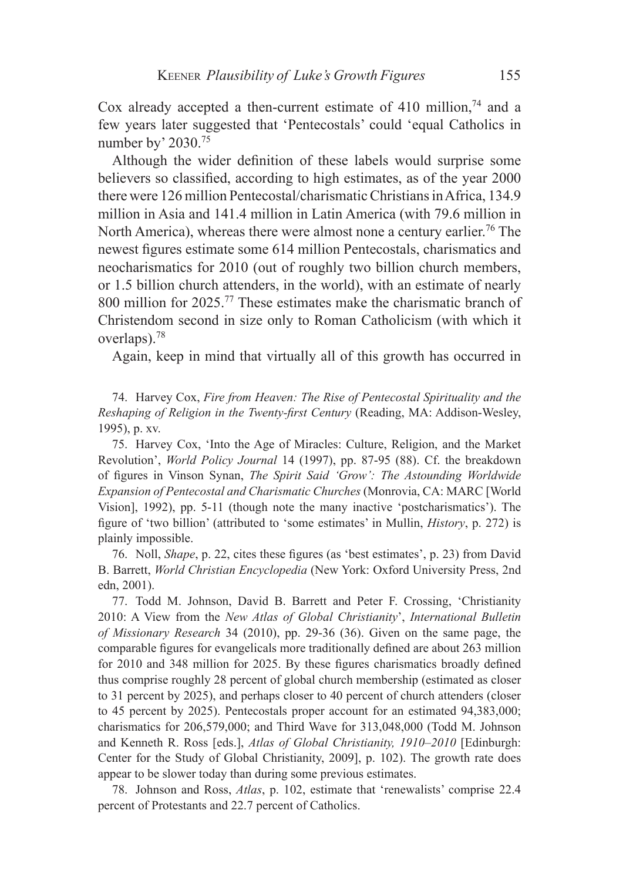Cox already accepted a then-current estimate of 410 million,[74] and a few years later suggested that 'Pentecostals' could 'equal Catholics in number by' 2030.[75]

Although the wider definition of these labels would surprise some believers so classified, according to high estimates, as of the year 2000 there were 126 million Pentecostal/charismatic Christians in Africa, 134.9 million in Asia and 141.4 million in Latin America (with 79.6 million in North America), whereas there were almost none a century earlier.[76] The newest figures estimate some 614 million Pentecostals, charismatics and neocharismatics for 2010 (out of roughly two billion church members, or 1.5 billion church attenders, in the world), with an estimate of nearly 800 million for 2025.[77] These estimates make the charismatic branch of Christendom second in size only to Roman Catholicism (with which it overlaps).[78]

Again, keep in mind that virtually all of this growth has occurred in

74. Harvey Cox, *Fire from Heaven: The Rise of Pentecostal Spirituality and the Reshaping of Religion in the Twenty-first Century* (Reading, MA: Addison-Wesley, 1995), p. xv.

75. Harvey Cox, 'Into the Age of Miracles: Culture, Religion, and the Market Revolution', *World Policy Journal* 14 (1997), pp. 87-95 (88). Cf. the breakdown of figures in Vinson Synan, *The Spirit Said 'Grow': The Astounding Worldwide Expansion of Pentecostal and Charismatic Churches* (Monrovia, CA: MARC [World Vision], 1992), pp. 5-11 (though note the many inactive 'postcharismatics'). The figure of 'two billion' (attributed to 'some estimates' in Mullin, *History*, p. 272) is plainly impossible.

76. Noll, *Shape*, p. 22, cites these figures (as 'best estimates', p. 23) from David B. Barrett, *World Christian Encyclopedia* (New York: Oxford University Press, 2nd edn, 2001).

77. Todd M. Johnson, David B. Barrett and Peter F. Crossing, 'Christianity 2010: A View from the *New Atlas of Global Christianity*', *International Bulletin of Missionary Research* 34 (2010), pp. 29-36 (36). Given on the same page, the comparable figures for evangelicals more traditionally defined are about 263 million for 2010 and 348 million for 2025. By these figures charismatics broadly defined thus comprise roughly 28 percent of global church membership (estimated as closer to 31 percent by 2025), and perhaps closer to 40 percent of church attenders (closer to 45 percent by 2025). Pentecostals proper account for an estimated 94,383,000; charismatics for 206,579,000; and Third Wave for 313,048,000 (Todd M. Johnson and Kenneth R. Ross [eds.], *Atlas of Global Christianity, 1910–2010* [Edinburgh: Center for the Study of Global Christianity, 2009], p. 102). The growth rate does appear to be slower today than during some previous estimates.

78. Johnson and Ross, *Atlas*, p. 102, estimate that 'renewalists' comprise 22.4 percent of Protestants and 22.7 percent of Catholics.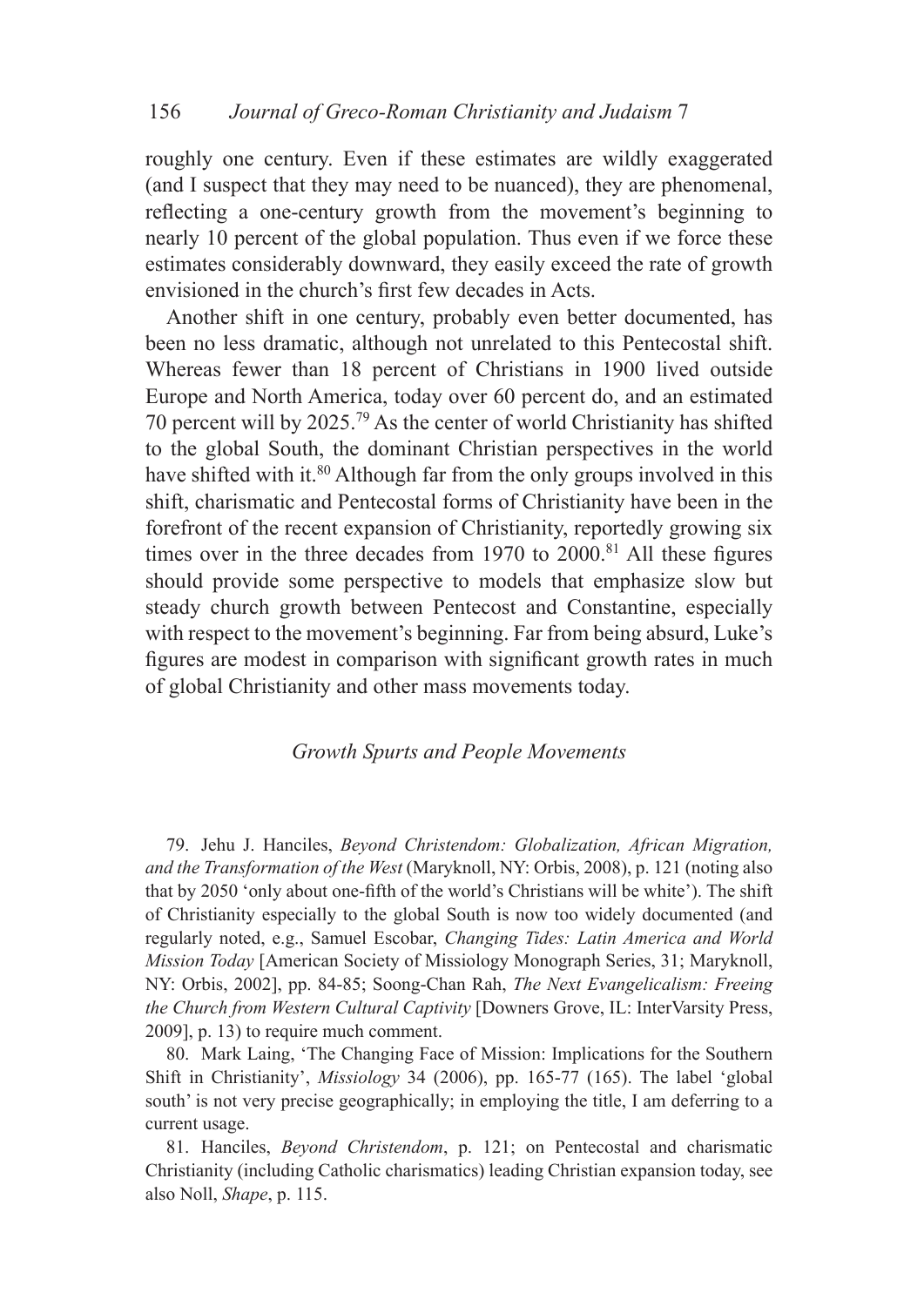roughly one century. Even if these estimates are wildly exaggerated (and I suspect that they may need to be nuanced), they are phenomenal, reflecting a one-century growth from the movement's beginning to nearly 10 percent of the global population. Thus even if we force these estimates considerably downward, they easily exceed the rate of growth envisioned in the church's first few decades in Acts.

Another shift in one century, probably even better documented, has been no less dramatic, although not unrelated to this Pentecostal shift. Whereas fewer than 18 percent of Christians in 1900 lived outside Europe and North America, today over 60 percent do, and an estimated 70 percent will by 2025.[79] As the center of world Christianity has shifted to the global South, the dominant Christian perspectives in the world have shifted with it.[80] Although far from the only groups involved in this shift, charismatic and Pentecostal forms of Christianity have been in the forefront of the recent expansion of Christianity, reportedly growing six times over in the three decades from 1970 to 2000.[81] All these figures should provide some perspective to models that emphasize slow but steady church growth between Pentecost and Constantine, especially with respect to the movement's beginning. Far from being absurd, Luke's figures are modest in comparison with significant growth rates in much of global Christianity and other mass movements today.

### *Growth Spurts and People Movements*

79. Jehu J. Hanciles, *Beyond Christendom: Globalization, African Migration, and the Transformation of the West* (Maryknoll, NY: Orbis, 2008), p. 121 (noting also that by 2050 'only about one-fifth of the world's Christians will be white'). The shift of Christianity especially to the global South is now too widely documented (and regularly noted, e.g., Samuel Escobar, *Changing Tides: Latin America and World Mission Today* [American Society of Missiology Monograph Series, 31; Maryknoll, NY: Orbis, 2002], pp. 84-85; Soong-Chan Rah, *The Next Evangelicalism: Freeing the Church from Western Cultural Captivity* [Downers Grove, IL: InterVarsity Press, 2009], p. 13) to require much comment.

80. Mark Laing, 'The Changing Face of Mission: Implications for the Southern Shift in Christianity', *Missiology* 34 (2006), pp. 165-77 (165). The label 'global south' is not very precise geographically; in employing the title, I am deferring to a current usage.

81. Hanciles, *Beyond Christendom*, p. 121; on Pentecostal and charismatic Christianity (including Catholic charismatics) leading Christian expansion today, see also Noll, *Shape*, p. 115.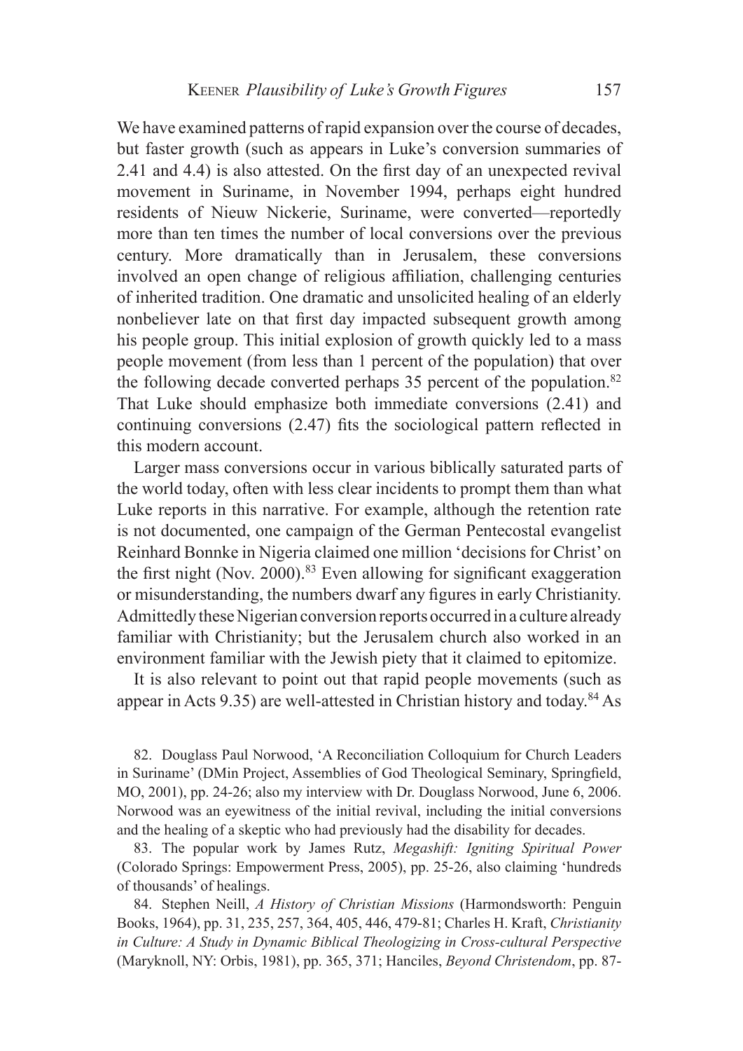We have examined patterns of rapid expansion over the course of decades, but faster growth (such as appears in Luke's conversion summaries of 2.41 and 4.4) is also attested. On the first day of an unexpected revival movement in Suriname, in November 1994, perhaps eight hundred residents of Nieuw Nickerie, Suriname, were converted—reportedly more than ten times the number of local conversions over the previous century. More dramatically than in Jerusalem, these conversions involved an open change of religious affiliation, challenging centuries of inherited tradition. One dramatic and unsolicited healing of an elderly nonbeliever late on that first day impacted subsequent growth among his people group. This initial explosion of growth quickly led to a mass people movement (from less than 1 percent of the population) that over the following decade converted perhaps 35 percent of the population.[82] That Luke should emphasize both immediate conversions (2.41) and continuing conversions (2.47) fits the sociological pattern reflected in this modern account.

Larger mass conversions occur in various biblically saturated parts of the world today, often with less clear incidents to prompt them than what Luke reports in this narrative. For example, although the retention rate is not documented, one campaign of the German Pentecostal evangelist Reinhard Bonnke in Nigeria claimed one million 'decisions for Christ' on the first night (Nov. 2000).[83] Even allowing for significant exaggeration or misunderstanding, the numbers dwarf any figures in early Christianity. Admittedly these Nigerian conversion reports occurred in a culture already familiar with Christianity; but the Jerusalem church also worked in an environment familiar with the Jewish piety that it claimed to epitomize.

It is also relevant to point out that rapid people movements (such as appear in Acts 9.35) are well-attested in Christian history and today.[84] As

82. Douglass Paul Norwood, 'A Reconciliation Colloquium for Church Leaders in Suriname' (DMin Project, Assemblies of God Theological Seminary, Springfield, MO, 2001), pp. 24-26; also my interview with Dr. Douglass Norwood, June 6, 2006. Norwood was an eyewitness of the initial revival, including the initial conversions and the healing of a skeptic who had previously had the disability for decades.

83. The popular work by James Rutz, *Megashift: Igniting Spiritual Power* (Colorado Springs: Empowerment Press, 2005), pp. 25-26, also claiming 'hundreds of thousands' of healings.

84. Stephen Neill, *A History of Christian Missions* (Harmondsworth: Penguin Books, 1964), pp. 31, 235, 257, 364, 405, 446, 479-81; Charles H. Kraft, *Christianity in Culture: A Study in Dynamic Biblical Theologizing in Cross-cultural Perspective* (Maryknoll, NY: Orbis, 1981), pp. 365, 371; Hanciles, *Beyond Christendom*, pp. 87-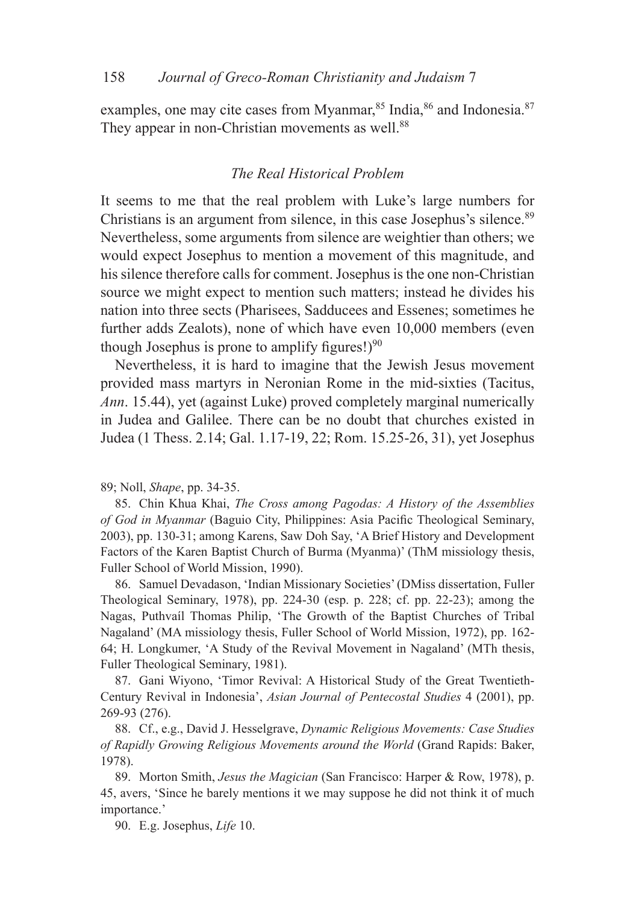examples, one may cite cases from Myanmar,[85] India,[86] and Indonesia.[87] They appear in non-Christian movements as well.[88]

### *The Real Historical Problem*

It seems to me that the real problem with Luke's large numbers for Christians is an argument from silence, in this case Josephus's silence.[89] Nevertheless, some arguments from silence are weightier than others; we would expect Josephus to mention a movement of this magnitude, and his silence therefore calls for comment. Josephus is the one non-Christian source we might expect to mention such matters; instead he divides his nation into three sects (Pharisees, Sadducees and Essenes; sometimes he further adds Zealots), none of which have even 10,000 members (even though Josephus is prone to amplify figures!)[90]

Nevertheless, it is hard to imagine that the Jewish Jesus movement provided mass martyrs in Neronian Rome in the mid-sixties (Tacitus, *Ann*. 15.44), yet (against Luke) proved completely marginal numerically in Judea and Galilee. There can be no doubt that churches existed in Judea (1 Thess. 2.14; Gal. 1.17-19, 22; Rom. 15.25-26, 31), yet Josephus

89; Noll, *Shape*, pp. 34-35.

85. Chin Khua Khai, *The Cross among Pagodas: A History of the Assemblies of God in Myanmar* (Baguio City, Philippines: Asia Pacific Theological Seminary, 2003), pp. 130-31; among Karens, Saw Doh Say, 'A Brief History and Development Factors of the Karen Baptist Church of Burma (Myanma)' (ThM missiology thesis, Fuller School of World Mission, 1990).

86. Samuel Devadason, 'Indian Missionary Societies' (DMiss dissertation, Fuller Theological Seminary, 1978), pp. 224-30 (esp. p. 228; cf. pp. 22-23); among the Nagas, Puthvaíl Thomas Philip, 'The Growth of the Baptist Churches of Tribal Nagaland' (MA missiology thesis, Fuller School of World Mission, 1972), pp. 162-64; H. Longkumer, 'A Study of the Revival Movement in Nagaland' (MTh thesis, Fuller Theological Seminary, 1981).

87. Gani Wiyono, 'Timor Revival: A Historical Study of the Great Twentieth-Century Revival in Indonesia', *Asian Journal of Pentecostal Studies* 4 (2001), pp. 269-93 (276).

88. Cf., e.g., David J. Hesselgrave, *Dynamic Religious Movements: Case Studies of Rapidly Growing Religious Movements around the World* (Grand Rapids: Baker, 1978).

89. Morton Smith, *Jesus the Magician* (San Francisco: Harper & Row, 1978), p. 45, avers, 'Since he barely mentions it we may suppose he did not think it of much importance.'

90. E.g. Josephus, *Life* 10.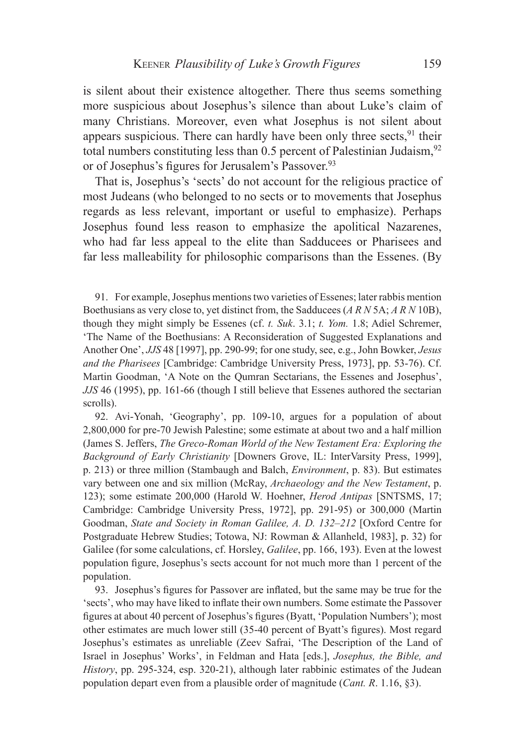is silent about their existence altogether. There thus seems something more suspicious about Josephus's silence than about Luke's claim of many Christians. Moreover, even what Josephus is not silent about appears suspicious. There can hardly have been only three sects,[91] their total numbers constituting less than 0.5 percent of Palestinian Judaism,[92] or of Josephus's figures for Jerusalem's Passover.[93]

That is, Josephus's 'sects' do not account for the religious practice of most Judeans (who belonged to no sects or to movements that Josephus regards as less relevant, important or useful to emphasize). Perhaps Josephus found less reason to emphasize the apolitical Nazarenes, who had far less appeal to the elite than Sadducees or Pharisees and far less malleability for philosophic comparisons than the Essenes. (By

91. For example, Josephus mentions two varieties of Essenes; later rabbis mention Boethusians as very close to, yet distinct from, the Sadducees (*A R N* 5A; *A R N* 10B), though they might simply be Essenes (cf. *t. Suk*. 3.1; *t. Yom.* 1.8; Adiel Schremer, 'The Name of the Boethusians: A Reconsideration of Suggested Explanations and Another One', *JJS* 48 [1997], pp. 290-99; for one study, see, e.g., John Bowker, *Jesus and the Pharisees* [Cambridge: Cambridge University Press, 1973], pp. 53-76). Cf. Martin Goodman, 'A Note on the Qumran Sectarians, the Essenes and Josephus', *JJS* 46 (1995), pp. 161-66 (though I still believe that Essenes authored the sectarian scrolls).

92. Avi-Yonah, 'Geography', pp. 109-10, argues for a population of about 2,800,000 for pre-70 Jewish Palestine; some estimate at about two and a half million (James S. Jeffers, *The Greco-Roman World of the New Testament Era: Exploring the Background of Early Christianity* [Downers Grove, IL: InterVarsity Press, 1999], p. 213) or three million (Stambaugh and Balch, *Environment*, p. 83). But estimates vary between one and six million (McRay, *Archaeology and the New Testament*, p. 123); some estimate 200,000 (Harold W. Hoehner, *Herod Antipas* [SNTSMS, 17; Cambridge: Cambridge University Press, 1972], pp. 291-95) or 300,000 (Martin Goodman, *State and Society in Roman Galilee, A. D. 132–212* [Oxford Centre for Postgraduate Hebrew Studies; Totowa, NJ: Rowman & Allanheld, 1983], p. 32) for Galilee (for some calculations, cf. Horsley, *Galilee*, pp. 166, 193). Even at the lowest population figure, Josephus's sects account for not much more than 1 percent of the population.

93. Josephus's figures for Passover are inflated, but the same may be true for the 'sects', who may have liked to inflate their own numbers. Some estimate the Passover figures at about 40 percent of Josephus's figures (Byatt, 'Population Numbers'); most other estimates are much lower still (35-40 percent of Byatt's figures). Most regard Josephus's estimates as unreliable (Zeev Safrai, 'The Description of the Land of Israel in Josephus' Works', in Feldman and Hata [eds.], *Josephus, the Bible, and History*, pp. 295-324, esp. 320-21), although later rabbinic estimates of the Judean population depart even from a plausible order of magnitude (*Cant. R*. 1.16, §3).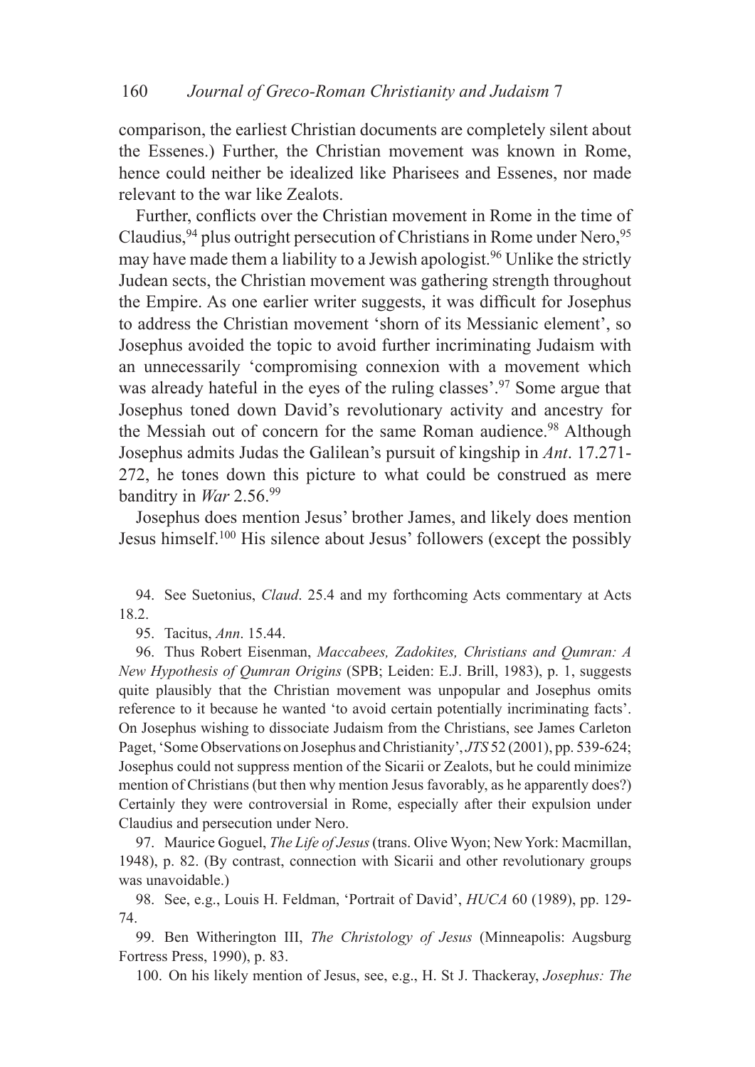comparison, the earliest Christian documents are completely silent about the Essenes.) Further, the Christian movement was known in Rome, hence could neither be idealized like Pharisees and Essenes, nor made relevant to the war like Zealots.

Further, conflicts over the Christian movement in Rome in the time of Claudius,[94] plus outright persecution of Christians in Rome under Nero,[95] may have made them a liability to a Jewish apologist.[96] Unlike the strictly Judean sects, the Christian movement was gathering strength throughout the Empire. As one earlier writer suggests, it was difficult for Josephus to address the Christian movement 'shorn of its Messianic element', so Josephus avoided the topic to avoid further incriminating Judaism with an unnecessarily 'compromising connexion with a movement which was already hateful in the eyes of the ruling classes'.[97] Some argue that Josephus toned down David's revolutionary activity and ancestry for the Messiah out of concern for the same Roman audience.[98] Although Josephus admits Judas the Galilean's pursuit of kingship in *Ant*. 17.271-272, he tones down this picture to what could be construed as mere banditry in *War* 2.56.[99]

Josephus does mention Jesus' brother James, and likely does mention Jesus himself.[100] His silence about Jesus' followers (except the possibly

94. See Suetonius, *Claud*. 25.4 and my forthcoming Acts commentary at Acts 18.2.

95. Tacitus, *Ann*. 15.44.

96. Thus Robert Eisenman, *Maccabees, Zadokites, Christians and Qumran: A New Hypothesis of Qumran Origins* (SPB; Leiden: E.J. Brill, 1983), p. 1, suggests quite plausibly that the Christian movement was unpopular and Josephus omits reference to it because he wanted 'to avoid certain potentially incriminating facts'. On Josephus wishing to dissociate Judaism from the Christians, see James Carleton Paget, 'Some Observations on Josephus and Christianity', *JTS* 52 (2001), pp. 539-624; Josephus could not suppress mention of the Sicarii or Zealots, but he could minimize mention of Christians (but then why mention Jesus favorably, as he apparently does?) Certainly they were controversial in Rome, especially after their expulsion under Claudius and persecution under Nero.

97. Maurice Goguel, *The Life of Jesus* (trans. Olive Wyon; New York: Macmillan, 1948), p. 82. (By contrast, connection with Sicarii and other revolutionary groups was unavoidable.)

98. See, e.g., Louis H. Feldman, 'Portrait of David', *HUCA* 60 (1989), pp. 129-74.

99. Ben Witherington III, *The Christology of Jesus* (Minneapolis: Augsburg Fortress Press, 1990), p. 83.

100. On his likely mention of Jesus, see, e.g., H. St J. Thackeray, *Josephus: The*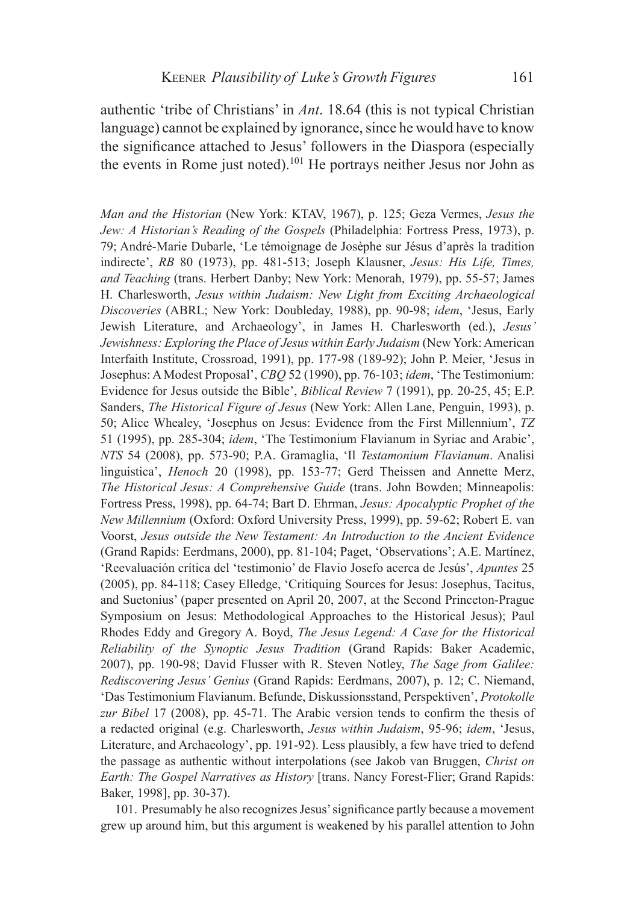authentic 'tribe of Christians' in *Ant*. 18.64 (this is not typical Christian language) cannot be explained by ignorance, since he would have to know the significance attached to Jesus' followers in the Diaspora (especially the events in Rome just noted).[101] He portrays neither Jesus nor John as

*Man and the Historian* (New York: KTAV, 1967), p. 125; Geza Vermes, *Jesus the Jew: A Historian's Reading of the Gospels* (Philadelphia: Fortress Press, 1973), p. 79; André-Marie Dubarle, 'Le témoignage de Josèphe sur Jésus d'après la tradition indirecte', *RB* 80 (1973), pp. 481-513; Joseph Klausner, *Jesus: His Life, Times, and Teaching* (trans. Herbert Danby; New York: Menorah, 1979), pp. 55-57; James H. Charlesworth, *Jesus within Judaism: New Light from Exciting Archaeological Discoveries* (ABRL; New York: Doubleday, 1988), pp. 90-98; *idem*, 'Jesus, Early Jewish Literature, and Archaeology', in James H. Charlesworth (ed.), *Jesus' Jewishness: Exploring the Place of Jesus within Early Judaism* (New York: American Interfaith Institute, Crossroad, 1991), pp. 177-98 (189-92); John P. Meier, 'Jesus in Josephus: A Modest Proposal', *CBQ* 52 (1990), pp. 76-103; *idem*, 'The Testimonium: Evidence for Jesus outside the Bible', *Biblical Review* 7 (1991), pp. 20-25, 45; E.P. Sanders, *The Historical Figure of Jesus* (New York: Allen Lane, Penguin, 1993), p. 50; Alice Whealey, 'Josephus on Jesus: Evidence from the First Millennium', *TZ* 51 (1995), pp. 285-304; *idem*, 'The Testimonium Flavianum in Syriac and Arabic', *NTS* 54 (2008), pp. 573-90; P.A. Gramaglia, 'Il *Testamonium Flavianum*. Analisi linguistica', *Henoch* 20 (1998), pp. 153-77; Gerd Theissen and Annette Merz, *The Historical Jesus: A Comprehensive Guide* (trans. John Bowden; Minneapolis: Fortress Press, 1998), pp. 64-74; Bart D. Ehrman, *Jesus: Apocalyptic Prophet of the New Millennium* (Oxford: Oxford University Press, 1999), pp. 59-62; Robert E. van Voorst, *Jesus outside the New Testament: An Introduction to the Ancient Evidence* (Grand Rapids: Eerdmans, 2000), pp. 81-104; Paget, 'Observations'; A.E. Martínez, 'Reevaluación crítica del 'testimonio' de Flavio Josefo acerca de Jesús', *Apuntes* 25 (2005), pp. 84-118; Casey Elledge, 'Critiquing Sources for Jesus: Josephus, Tacitus, and Suetonius' (paper presented on April 20, 2007, at the Second Princeton-Prague Symposium on Jesus: Methodological Approaches to the Historical Jesus); Paul Rhodes Eddy and Gregory A. Boyd, *The Jesus Legend: A Case for the Historical Reliability of the Synoptic Jesus Tradition* (Grand Rapids: Baker Academic, 2007), pp. 190-98; David Flusser with R. Steven Notley, *The Sage from Galilee: Rediscovering Jesus' Genius* (Grand Rapids: Eerdmans, 2007), p. 12; C. Niemand, 'Das Testimonium Flavianum. Befunde, Diskussionsstand, Perspektiven', *Protokolle zur Bibel* 17 (2008), pp. 45-71. The Arabic version tends to confirm the thesis of a redacted original (e.g. Charlesworth, *Jesus within Judaism*, 95-96; *idem*, 'Jesus, Literature, and Archaeology', pp. 191-92). Less plausibly, a few have tried to defend the passage as authentic without interpolations (see Jakob van Bruggen, *Christ on Earth: The Gospel Narratives as History* [trans. Nancy Forest-Flier; Grand Rapids: Baker, 1998], pp. 30-37).

101. Presumably he also recognizes Jesus' significance partly because a movement grew up around him, but this argument is weakened by his parallel attention to John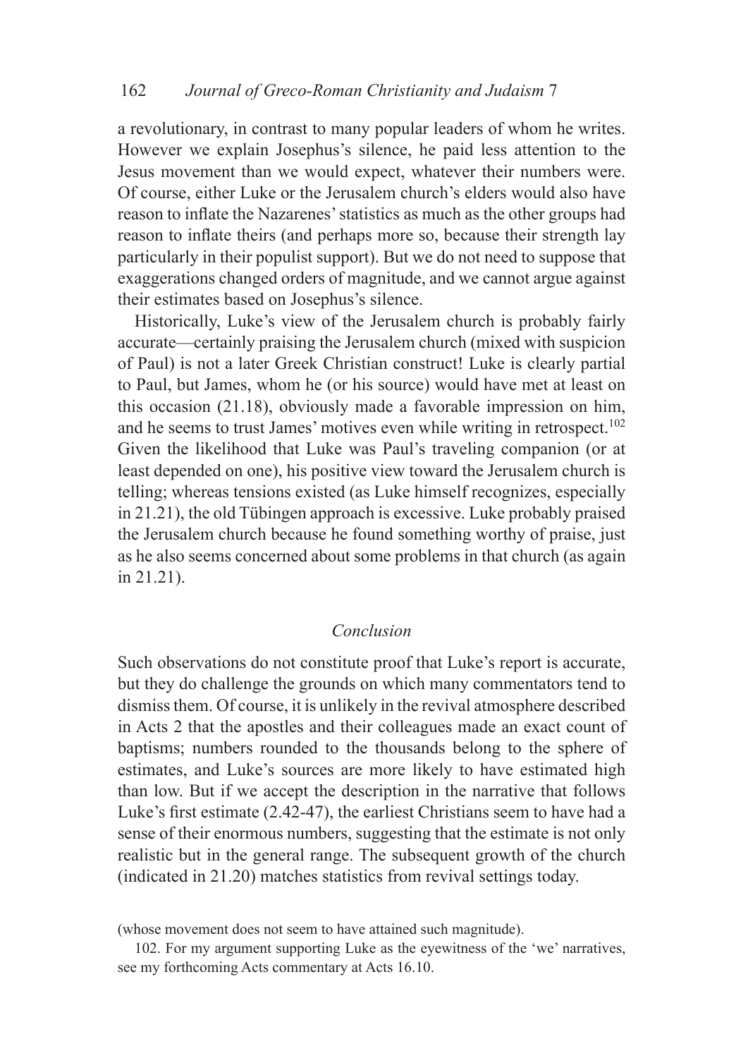a revolutionary, in contrast to many popular leaders of whom he writes. However we explain Josephus's silence, he paid less attention to the Jesus movement than we would expect, whatever their numbers were. Of course, either Luke or the Jerusalem church's elders would also have reason to inflate the Nazarenes' statistics as much as the other groups had reason to inflate theirs (and perhaps more so, because their strength lay particularly in their populist support). But we do not need to suppose that exaggerations changed orders of magnitude, and we cannot argue against their estimates based on Josephus's silence.

Historically, Luke's view of the Jerusalem church is probably fairly accurate—certainly praising the Jerusalem church (mixed with suspicion of Paul) is not a later Greek Christian construct! Luke is clearly partial to Paul, but James, whom he (or his source) would have met at least on this occasion (21.18), obviously made a favorable impression on him, and he seems to trust James' motives even while writing in retrospect.[102] Given the likelihood that Luke was Paul's traveling companion (or at least depended on one), his positive view toward the Jerusalem church is telling; whereas tensions existed (as Luke himself recognizes, especially in 21.21), the old Tübingen approach is excessive. Luke probably praised the Jerusalem church because he found something worthy of praise, just as he also seems concerned about some problems in that church (as again in 21.21).

## *Conclusion*

Such observations do not constitute proof that Luke's report is accurate, but they do challenge the grounds on which many commentators tend to dismiss them. Of course, it is unlikely in the revival atmosphere described in Acts 2 that the apostles and their colleagues made an exact count of baptisms; numbers rounded to the thousands belong to the sphere of estimates, and Luke's sources are more likely to have estimated high than low. But if we accept the description in the narrative that follows Luke's first estimate (2.42-47), the earliest Christians seem to have had a sense of their enormous numbers, suggesting that the estimate is not only realistic but in the general range. The subsequent growth of the church (indicated in 21.20) matches statistics from revival settings today.

(whose movement does not seem to have attained such magnitude).

102. For my argument supporting Luke as the eyewitness of the 'we' narratives, see my forthcoming Acts commentary at Acts 16.10.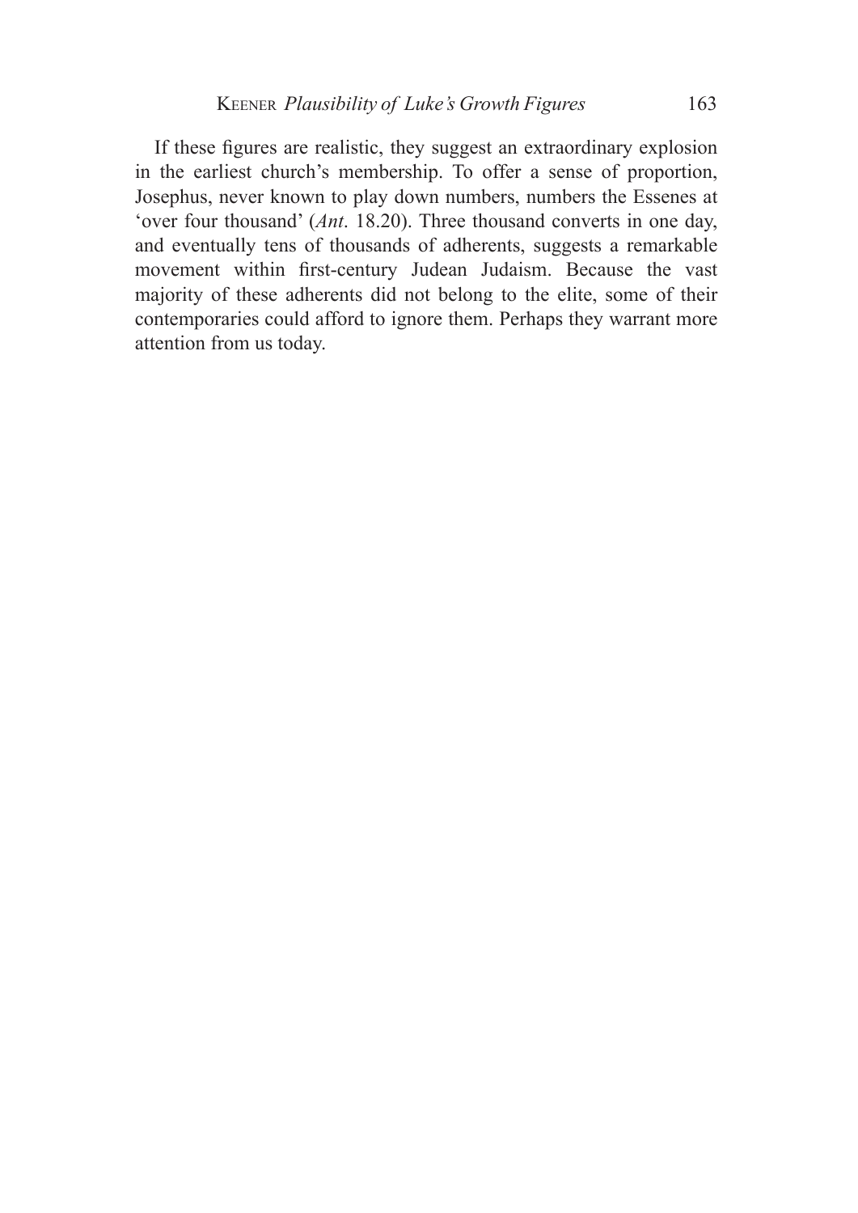If these figures are realistic, they suggest an extraordinary explosion in the earliest church's membership. To offer a sense of proportion, Josephus, never known to play down numbers, numbers the Essenes at 'over four thousand' (*Ant*. 18.20). Three thousand converts in one day, and eventually tens of thousands of adherents, suggests a remarkable movement within first-century Judean Judaism. Because the vast majority of these adherents did not belong to the elite, some of their contemporaries could afford to ignore them. Perhaps they warrant more attention from us today.